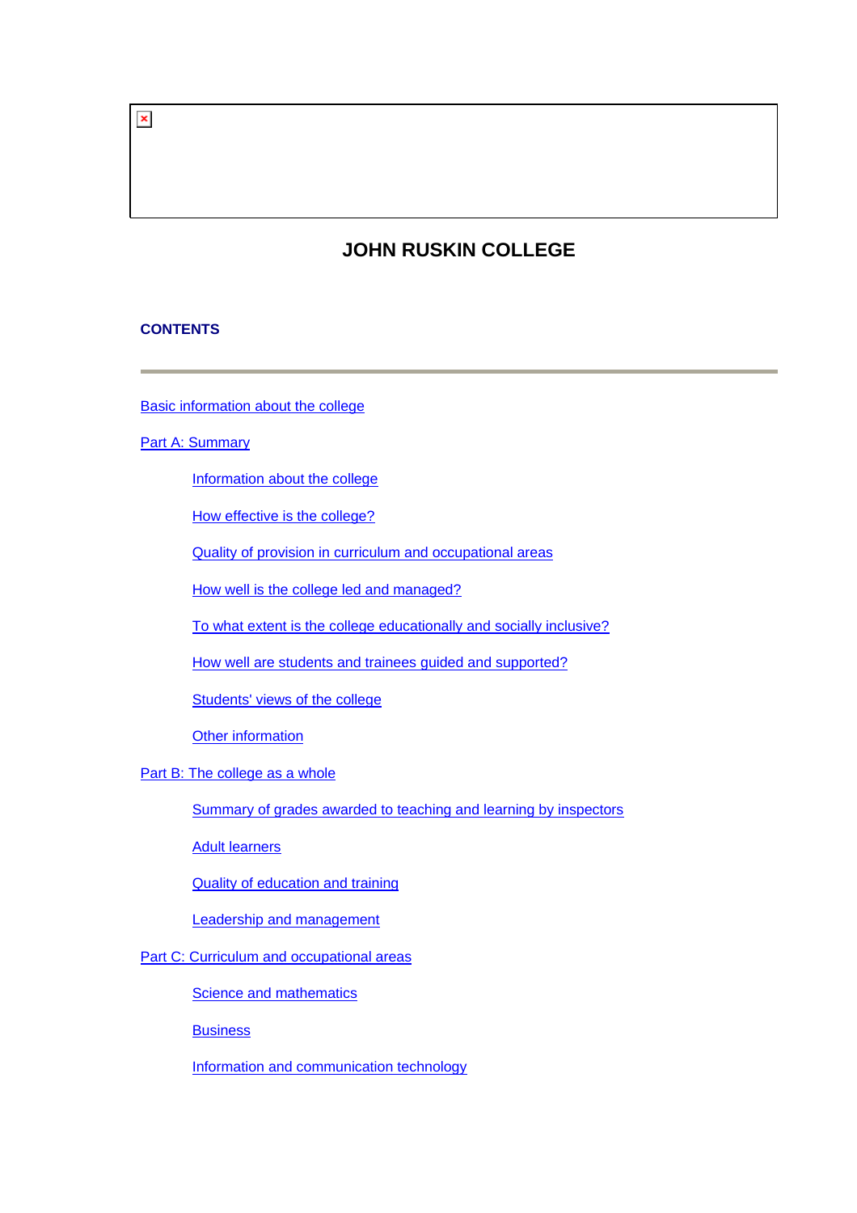# JOHN RUSKIN COLLEGE

## CONTENTS

Basic information about the college

Part A: Summary

- Information about the college
- How effective is the college?
- Quality of provision in curriculum and occupational areas
- How well is the college led and managed?
- To what extent is the college educationally and socially inclusive?
- How well are students and trainees guided and supported?
- Students' views of the college
- Other information

Part B: The college as a whole

- Summary of grades awarded to teaching and learning by inspectors
- Adult learners
- Quality of education and training
- Leadership and management

Part C: Curriculum and occupational areas

- Science and mathematics
- Business
- Information and communication technology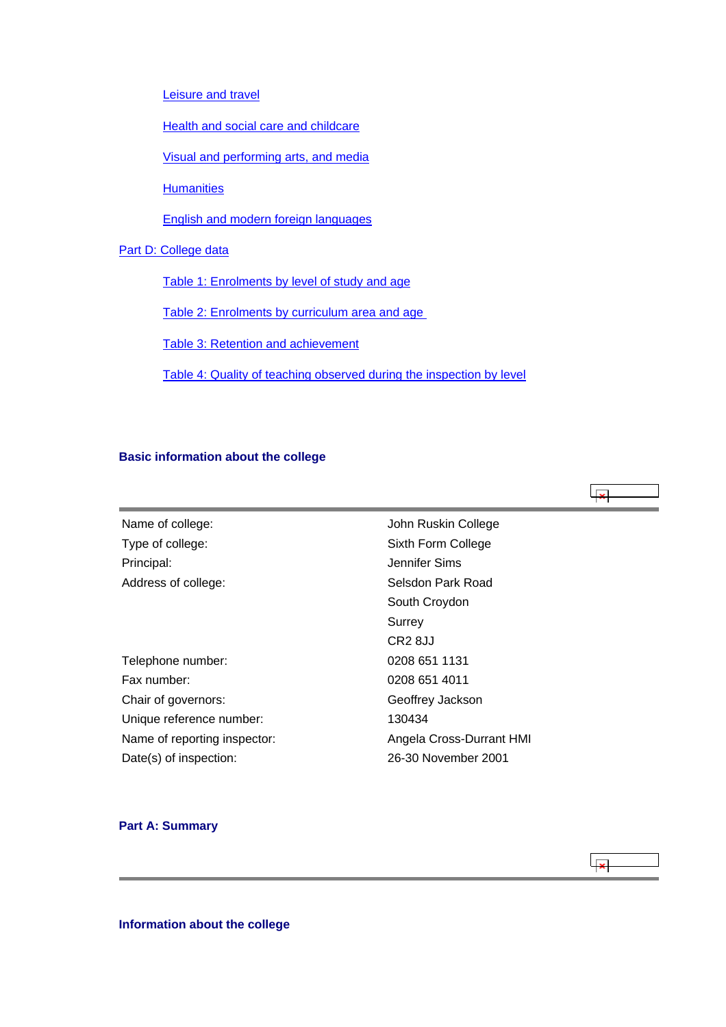- Leisure and travel
- Health and social care and childcare
- Visual and performing arts, and media
- Humanities
- English and modern foreign languages

Part D: College data

- Table 1: Enrolments by level of study and age
- Table 2: Enrolments by curriculum area and age
- Table 3: Retention and achievement
- Table 4: Quality of teaching observed during the inspection by level

### Basic information about the college

| | |
|---|---|
| Name of college: | John Ruskin College |
| Type of college: | Sixth Form College |
| Principal: | Jennifer Sims |
| Address of college: | Selsdon Park Road<br>South Croydon<br>Surrey<br>CR2 8JJ |
| Telephone number: | 0208 651 1131 |
| Fax number: | 0208 651 4011 |
| Chair of governors: | Geoffrey Jackson |
| Unique reference number: | 130434 |
| Name of reporting inspector: | Angela Cross-Durrant HMI |
| Date(s) of inspection: | 26-30 November 2001 |

## Part A: Summary

### Information about the college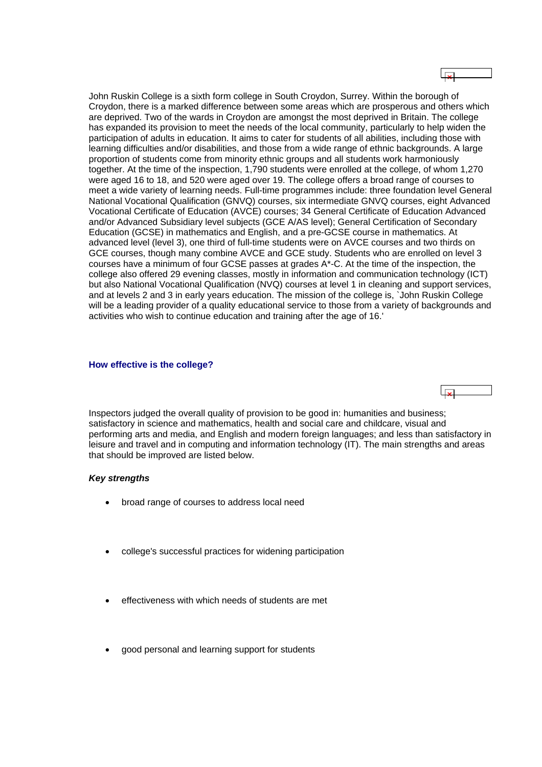John Ruskin College is a sixth form college in South Croydon, Surrey. Within the borough of Croydon, there is a marked difference between some areas which are prosperous and others which are deprived. Two of the wards in Croydon are amongst the most deprived in Britain. The college has expanded its provision to meet the needs of the local community, particularly to help widen the participation of adults in education. It aims to cater for students of all abilities, including those with learning difficulties and/or disabilities, and those from a wide range of ethnic backgrounds. A large proportion of students come from minority ethnic groups and all students work harmoniously together. At the time of the inspection, 1,790 students were enrolled at the college, of whom 1,270 were aged 16 to 18, and 520 were aged over 19. The college offers a broad range of courses to meet a wide variety of learning needs. Full-time programmes include: three foundation level General National Vocational Qualification (GNVQ) courses, six intermediate GNVQ courses, eight Advanced Vocational Certificate of Education (AVCE) courses; 34 General Certificate of Education Advanced and/or Advanced Subsidiary level subjects (GCE A/AS level); General Certification of Secondary Education (GCSE) in mathematics and English, and a pre-GCSE course in mathematics. At advanced level (level 3), one third of full-time students were on AVCE courses and two thirds on GCE courses, though many combine AVCE and GCE study. Students who are enrolled on level 3 courses have a minimum of four GCSE passes at grades A*-C. At the time of the inspection, the college also offered 29 evening classes, mostly in information and communication technology (ICT) but also National Vocational Qualification (NVQ) courses at level 1 in cleaning and support services, and at levels 2 and 3 in early years education. The mission of the college is, `John Ruskin College will be a leading provider of a quality educational service to those from a variety of backgrounds and activities who wish to continue education and training after the age of 16.'

## How effective is the college?

Inspectors judged the overall quality of provision to be good in: humanities and business; satisfactory in science and mathematics, health and social care and childcare, visual and performing arts and media, and English and modern foreign languages; and less than satisfactory in leisure and travel and in computing and information technology (IT). The main strengths and areas that should be improved are listed below.

### *Key strengths*

- broad range of courses to address local need
- college's successful practices for widening participation
- effectiveness with which needs of students are met
- good personal and learning support for students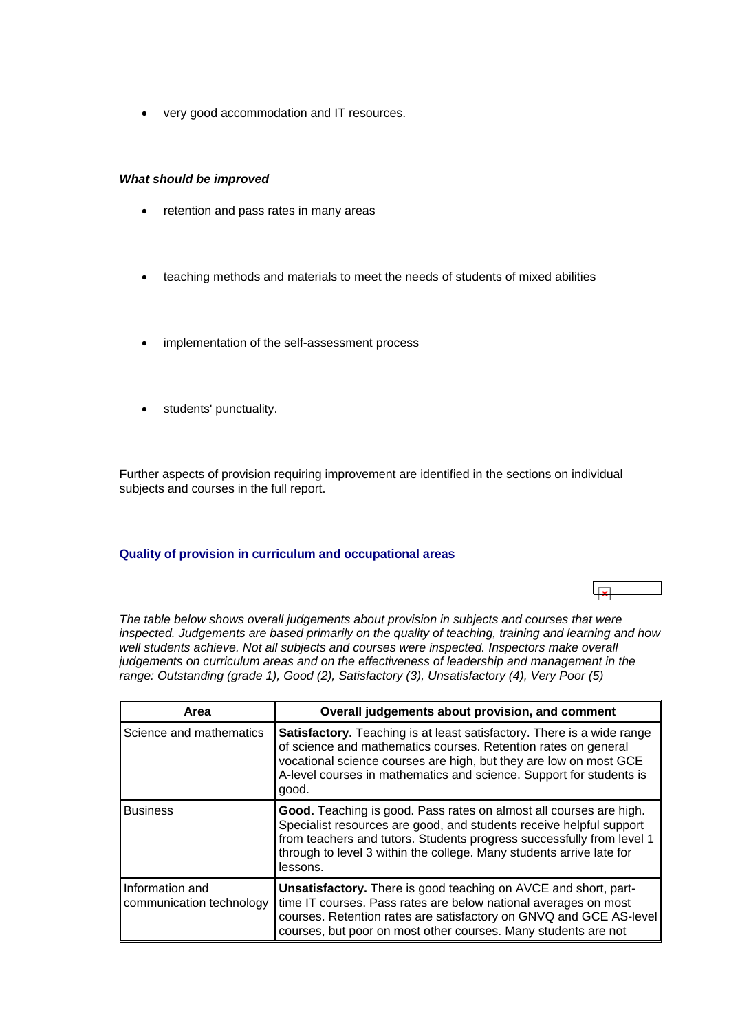- very good accommodation and IT resources.

***What should be improved***

- retention and pass rates in many areas
- teaching methods and materials to meet the needs of students of mixed abilities
- implementation of the self-assessment process
- students' punctuality.

Further aspects of provision requiring improvement are identified in the sections on individual subjects and courses in the full report.

### Quality of provision in curriculum and occupational areas

*The table below shows overall judgements about provision in subjects and courses that were inspected. Judgements are based primarily on the quality of teaching, training and learning and how well students achieve. Not all subjects and courses were inspected. Inspectors make overall judgements on curriculum areas and on the effectiveness of leadership and management in the range: Outstanding (grade 1), Good (2), Satisfactory (3), Unsatisfactory (4), Very Poor (5)*

| Area | Overall judgements about provision, and comment |
|---|---|
| Science and mathematics | **Satisfactory.** Teaching is at least satisfactory. There is a wide range of science and mathematics courses. Retention rates on general vocational science courses are high, but they are low on most GCE A-level courses in mathematics and science. Support for students is good. |
| Business | **Good.** Teaching is good. Pass rates on almost all courses are high. Specialist resources are good, and students receive helpful support from teachers and tutors. Students progress successfully from level 1 through to level 3 within the college. Many students arrive late for lessons. |
| Information and communication technology | **Unsatisfactory.** There is good teaching on AVCE and short, part-time IT courses. Pass rates are below national averages on most courses. Retention rates are satisfactory on GNVQ and GCE AS-level courses, but poor on most other courses. Many students are not |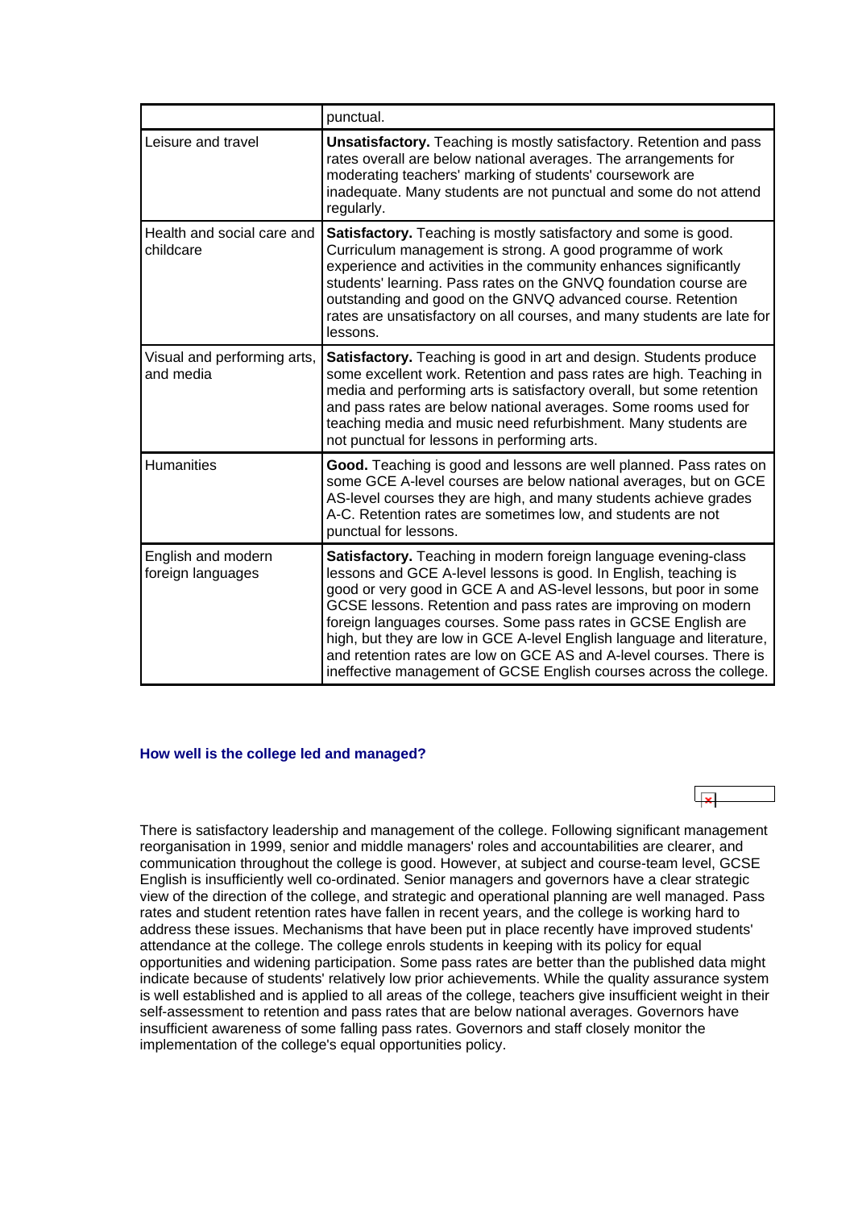| | |
|---|---|
| | punctual. |
| Leisure and travel | **Unsatisfactory.** Teaching is mostly satisfactory. Retention and pass rates overall are below national averages. The arrangements for moderating teachers' marking of students' coursework are inadequate. Many students are not punctual and some do not attend regularly. |
| Health and social care and childcare | **Satisfactory.** Teaching is mostly satisfactory and some is good. Curriculum management is strong. A good programme of work experience and activities in the community enhances significantly students' learning. Pass rates on the GNVQ foundation course are outstanding and good on the GNVQ advanced course. Retention rates are unsatisfactory on all courses, and many students are late for lessons. |
| Visual and performing arts, and media | **Satisfactory.** Teaching is good in art and design. Students produce some excellent work. Retention and pass rates are high. Teaching in media and performing arts is satisfactory overall, but some retention and pass rates are below national averages. Some rooms used for teaching media and music need refurbishment. Many students are not punctual for lessons in performing arts. |
| Humanities | **Good.** Teaching is good and lessons are well planned. Pass rates on some GCE A-level courses are below national averages, but on GCE AS-level courses they are high, and many students achieve grades A-C. Retention rates are sometimes low, and students are not punctual for lessons. |
| English and modern foreign languages | **Satisfactory.** Teaching in modern foreign language evening-class lessons and GCE A-level lessons is good. In English, teaching is good or very good in GCE A and AS-level lessons, but poor in some GCSE lessons. Retention and pass rates are improving on modern foreign languages courses. Some pass rates in GCSE English are high, but they are low in GCE A-level English language and literature, and retention rates are low on GCE AS and A-level courses. There is ineffective management of GCSE English courses across the college. |

### How well is the college led and managed?

There is satisfactory leadership and management of the college. Following significant management reorganisation in 1999, senior and middle managers' roles and accountabilities are clearer, and communication throughout the college is good. However, at subject and course-team level, GCSE English is insufficiently well co-ordinated. Senior managers and governors have a clear strategic view of the direction of the college, and strategic and operational planning are well managed. Pass rates and student retention rates have fallen in recent years, and the college is working hard to address these issues. Mechanisms that have been put in place recently have improved students' attendance at the college. The college enrols students in keeping with its policy for equal opportunities and widening participation. Some pass rates are better than the published data might indicate because of students' relatively low prior achievements. While the quality assurance system is well established and is applied to all areas of the college, teachers give insufficient weight in their self-assessment to retention and pass rates that are below national averages. Governors have insufficient awareness of some falling pass rates. Governors and staff closely monitor the implementation of the college's equal opportunities policy.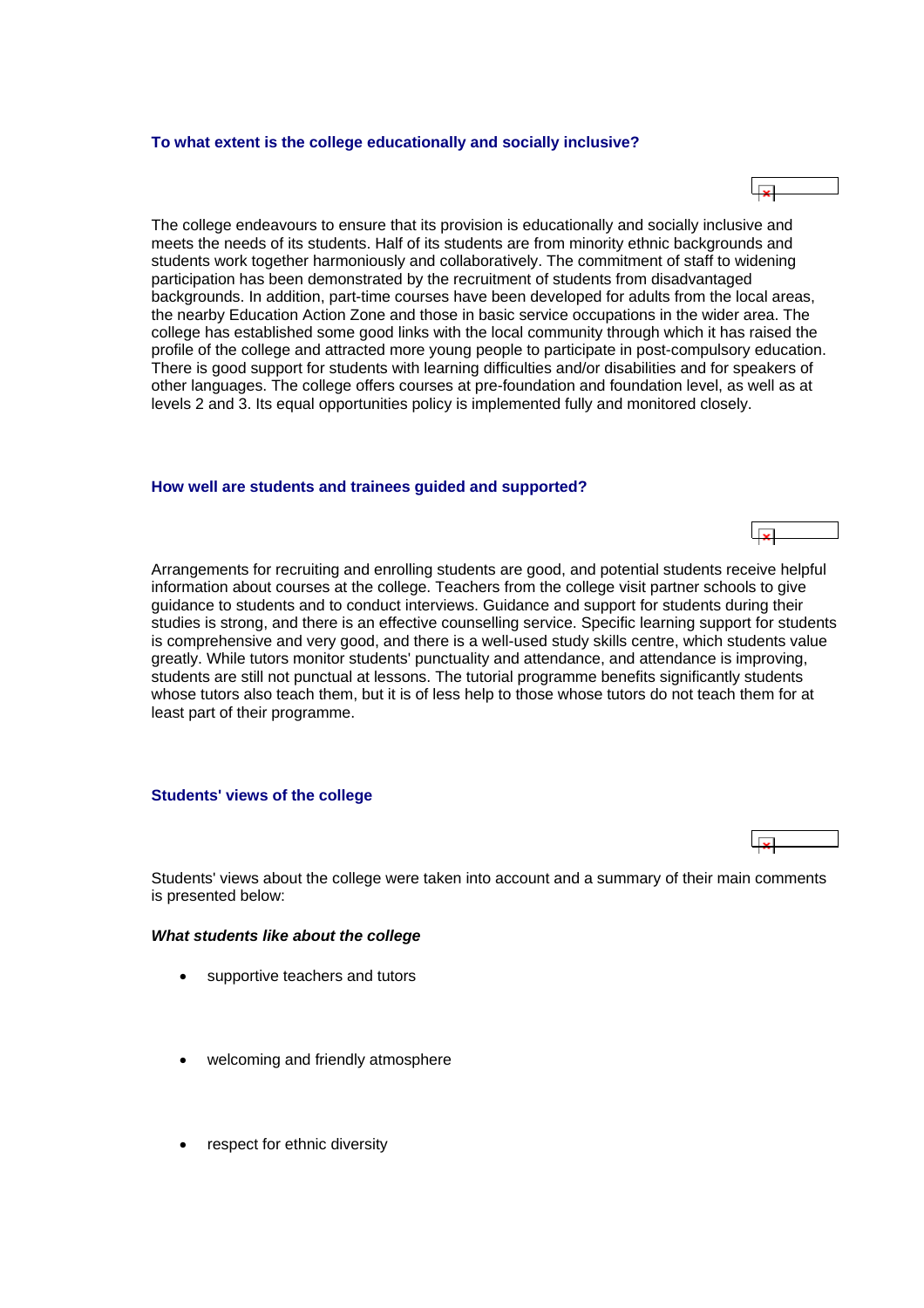### To what extent is the college educationally and socially inclusive?

The college endeavours to ensure that its provision is educationally and socially inclusive and meets the needs of its students. Half of its students are from minority ethnic backgrounds and students work together harmoniously and collaboratively. The commitment of staff to widening participation has been demonstrated by the recruitment of students from disadvantaged backgrounds. In addition, part-time courses have been developed for adults from the local areas, the nearby Education Action Zone and those in basic service occupations in the wider area. The college has established some good links with the local community through which it has raised the profile of the college and attracted more young people to participate in post-compulsory education. There is good support for students with learning difficulties and/or disabilities and for speakers of other languages. The college offers courses at pre-foundation and foundation level, as well as at levels 2 and 3. Its equal opportunities policy is implemented fully and monitored closely.

### How well are students and trainees guided and supported?

Arrangements for recruiting and enrolling students are good, and potential students receive helpful information about courses at the college. Teachers from the college visit partner schools to give guidance to students and to conduct interviews. Guidance and support for students during their studies is strong, and there is an effective counselling service. Specific learning support for students is comprehensive and very good, and there is a well-used study skills centre, which students value greatly. While tutors monitor students' punctuality and attendance, and attendance is improving, students are still not punctual at lessons. The tutorial programme benefits significantly students whose tutors also teach them, but it is of less help to those whose tutors do not teach them for at least part of their programme.

### Students' views of the college

Students' views about the college were taken into account and a summary of their main comments is presented below:

***What students like about the college***

- supportive teachers and tutors
- welcoming and friendly atmosphere
- respect for ethnic diversity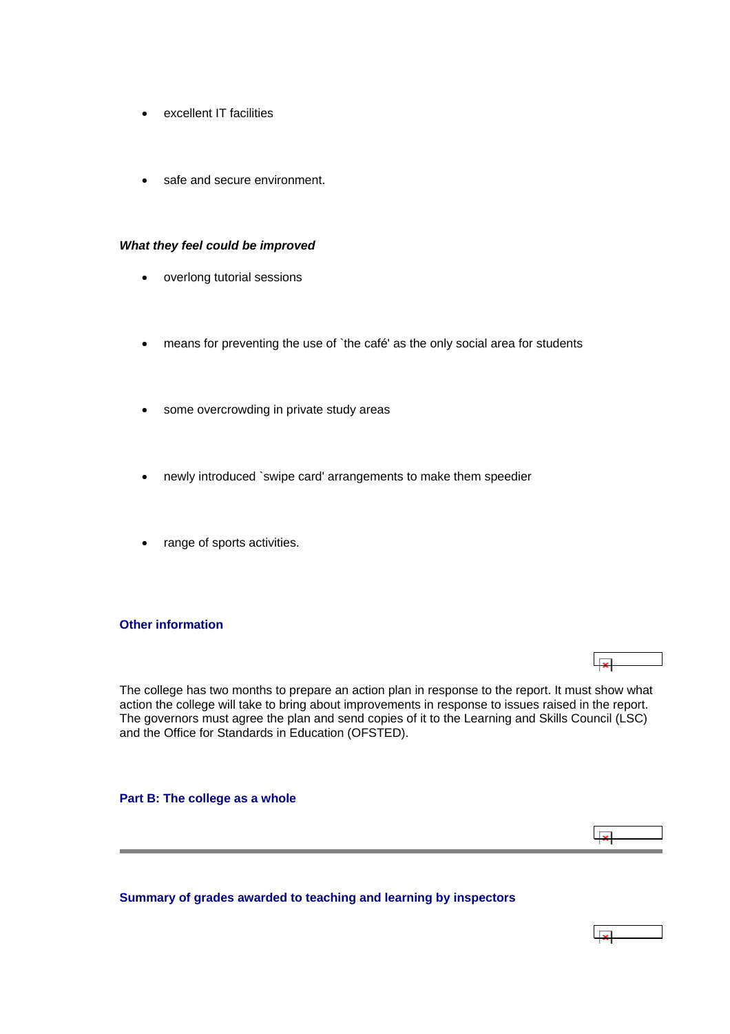- excellent IT facilities
- safe and secure environment.

***What they feel could be improved***

- overlong tutorial sessions
- means for preventing the use of `the café' as the only social area for students
- some overcrowding in private study areas
- newly introduced `swipe card' arrangements to make them speedier
- range of sports activities.

### Other information

The college has two months to prepare an action plan in response to the report. It must show what action the college will take to bring about improvements in response to issues raised in the report. The governors must agree the plan and send copies of it to the Learning and Skills Council (LSC) and the Office for Standards in Education (OFSTED).

## Part B: The college as a whole

### Summary of grades awarded to teaching and learning by inspectors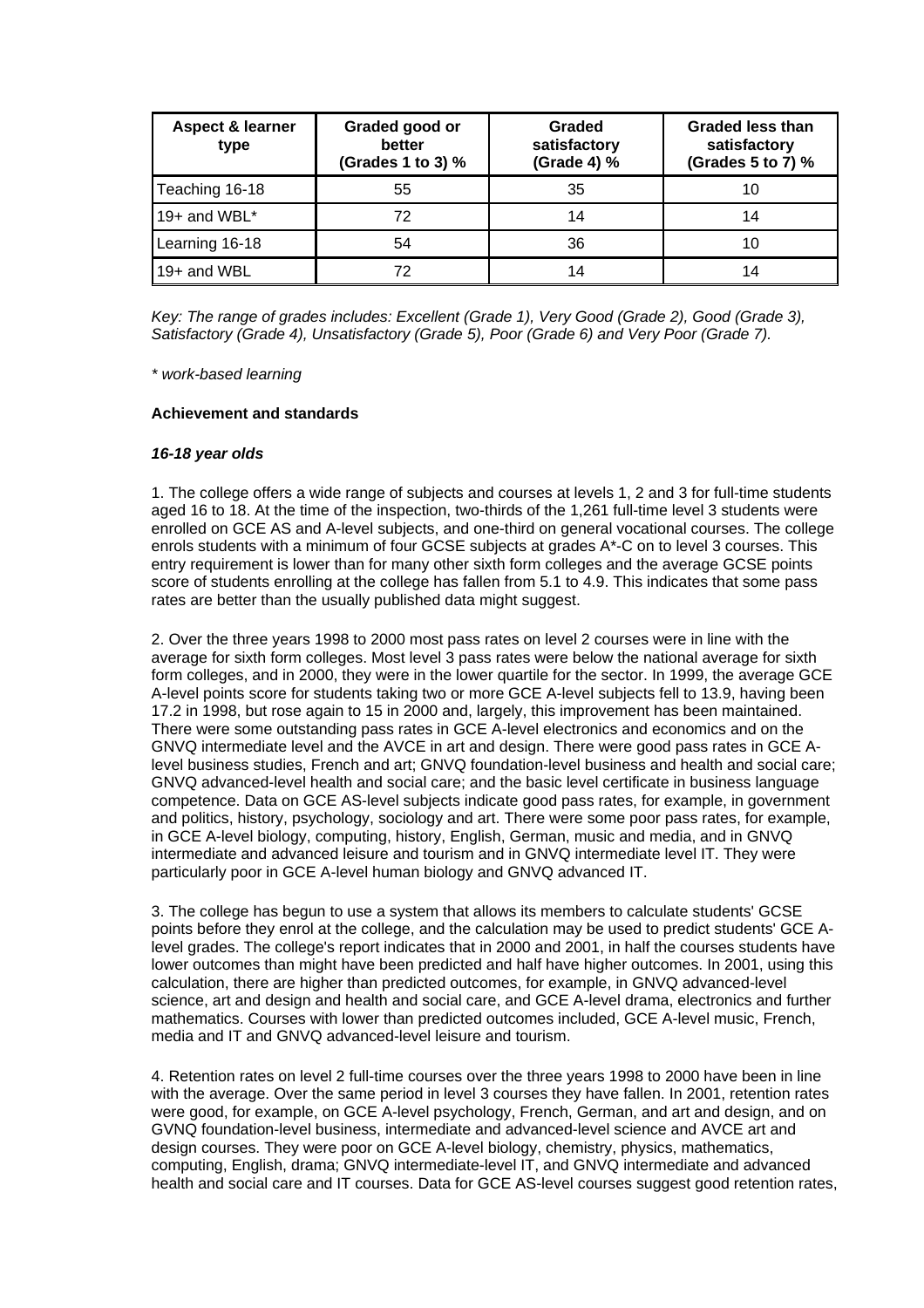| Aspect & learner type | Graded good or better (Grades 1 to 3) % | Graded satisfactory (Grade 4) % | Graded less than satisfactory (Grades 5 to 7) % |
|---|---|---|---|
| Teaching 16-18 | 55 | 35 | 10 |
| 19+ and WBL* | 72 | 14 | 14 |
| Learning 16-18 | 54 | 36 | 10 |
| 19+ and WBL | 72 | 14 | 14 |

*Key: The range of grades includes: Excellent (Grade 1), Very Good (Grade 2), Good (Grade 3), Satisfactory (Grade 4), Unsatisfactory (Grade 5), Poor (Grade 6) and Very Poor (Grade 7).*

*\* work-based learning*

**Achievement and standards**

***16-18 year olds***

1. The college offers a wide range of subjects and courses at levels 1, 2 and 3 for full-time students aged 16 to 18. At the time of the inspection, two-thirds of the 1,261 full-time level 3 students were enrolled on GCE AS and A-level subjects, and one-third on general vocational courses. The college enrols students with a minimum of four GCSE subjects at grades A*-C on to level 3 courses. This entry requirement is lower than for many other sixth form colleges and the average GCSE points score of students enrolling at the college has fallen from 5.1 to 4.9. This indicates that some pass rates are better than the usually published data might suggest.

2. Over the three years 1998 to 2000 most pass rates on level 2 courses were in line with the average for sixth form colleges. Most level 3 pass rates were below the national average for sixth form colleges, and in 2000, they were in the lower quartile for the sector. In 1999, the average GCE A-level points score for students taking two or more GCE A-level subjects fell to 13.9, having been 17.2 in 1998, but rose again to 15 in 2000 and, largely, this improvement has been maintained. There were some outstanding pass rates in GCE A-level electronics and economics and on the GNVQ intermediate level and the AVCE in art and design. There were good pass rates in GCE A-level business studies, French and art; GNVQ foundation-level business and health and social care; GNVQ advanced-level health and social care; and the basic level certificate in business language competence. Data on GCE AS-level subjects indicate good pass rates, for example, in government and politics, history, psychology, sociology and art. There were some poor pass rates, for example, in GCE A-level biology, computing, history, English, German, music and media, and in GNVQ intermediate and advanced leisure and tourism and in GNVQ intermediate level IT. They were particularly poor in GCE A-level human biology and GNVQ advanced IT.

3. The college has begun to use a system that allows its members to calculate students' GCSE points before they enrol at the college, and the calculation may be used to predict students' GCE A-level grades. The college's report indicates that in 2000 and 2001, in half the courses students have lower outcomes than might have been predicted and half have higher outcomes. In 2001, using this calculation, there are higher than predicted outcomes, for example, in GNVQ advanced-level science, art and design and health and social care, and GCE A-level drama, electronics and further mathematics. Courses with lower than predicted outcomes included, GCE A-level music, French, media and IT and GNVQ advanced-level leisure and tourism.

4. Retention rates on level 2 full-time courses over the three years 1998 to 2000 have been in line with the average. Over the same period in level 3 courses they have fallen. In 2001, retention rates were good, for example, on GCE A-level psychology, French, German, and art and design, and on GVNQ foundation-level business, intermediate and advanced-level science and AVCE art and design courses. They were poor on GCE A-level biology, chemistry, physics, mathematics, computing, English, drama; GNVQ intermediate-level IT, and GNVQ intermediate and advanced health and social care and IT courses. Data for GCE AS-level courses suggest good retention rates,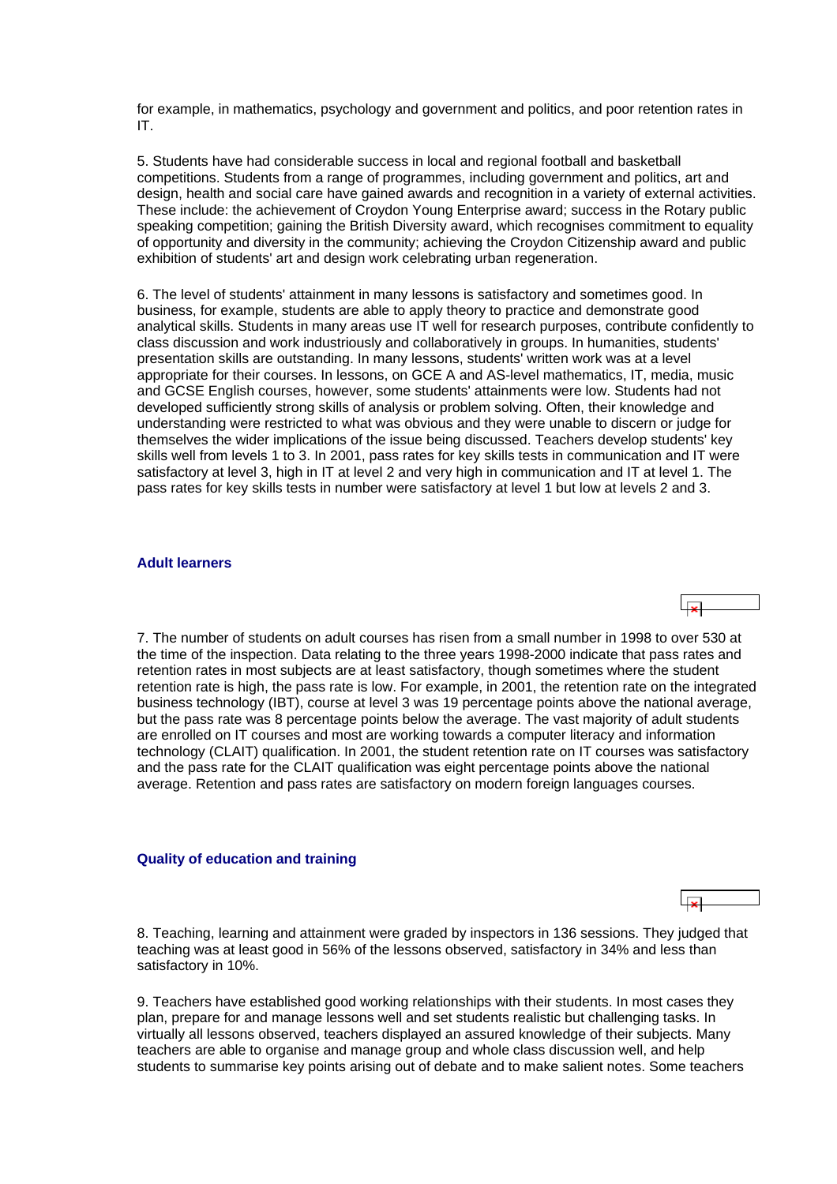for example, in mathematics, psychology and government and politics, and poor retention rates in IT.

5. Students have had considerable success in local and regional football and basketball competitions. Students from a range of programmes, including government and politics, art and design, health and social care have gained awards and recognition in a variety of external activities. These include: the achievement of Croydon Young Enterprise award; success in the Rotary public speaking competition; gaining the British Diversity award, which recognises commitment to equality of opportunity and diversity in the community; achieving the Croydon Citizenship award and public exhibition of students' art and design work celebrating urban regeneration.

6. The level of students' attainment in many lessons is satisfactory and sometimes good. In business, for example, students are able to apply theory to practice and demonstrate good analytical skills. Students in many areas use IT well for research purposes, contribute confidently to class discussion and work industriously and collaboratively in groups. In humanities, students' presentation skills are outstanding. In many lessons, students' written work was at a level appropriate for their courses. In lessons, on GCE A and AS-level mathematics, IT, media, music and GCSE English courses, however, some students' attainments were low. Students had not developed sufficiently strong skills of analysis or problem solving. Often, their knowledge and understanding were restricted to what was obvious and they were unable to discern or judge for themselves the wider implications of the issue being discussed. Teachers develop students' key skills well from levels 1 to 3. In 2001, pass rates for key skills tests in communication and IT were satisfactory at level 3, high in IT at level 2 and very high in communication and IT at level 1. The pass rates for key skills tests in number were satisfactory at level 1 but low at levels 2 and 3.

### Adult learners

7. The number of students on adult courses has risen from a small number in 1998 to over 530 at the time of the inspection. Data relating to the three years 1998-2000 indicate that pass rates and retention rates in most subjects are at least satisfactory, though sometimes where the student retention rate is high, the pass rate is low. For example, in 2001, the retention rate on the integrated business technology (IBT), course at level 3 was 19 percentage points above the national average, but the pass rate was 8 percentage points below the average. The vast majority of adult students are enrolled on IT courses and most are working towards a computer literacy and information technology (CLAIT) qualification. In 2001, the student retention rate on IT courses was satisfactory and the pass rate for the CLAIT qualification was eight percentage points above the national average. Retention and pass rates are satisfactory on modern foreign languages courses.

### Quality of education and training

8. Teaching, learning and attainment were graded by inspectors in 136 sessions. They judged that teaching was at least good in 56% of the lessons observed, satisfactory in 34% and less than satisfactory in 10%.

9. Teachers have established good working relationships with their students. In most cases they plan, prepare for and manage lessons well and set students realistic but challenging tasks. In virtually all lessons observed, teachers displayed an assured knowledge of their subjects. Many teachers are able to organise and manage group and whole class discussion well, and help students to summarise key points arising out of debate and to make salient notes. Some teachers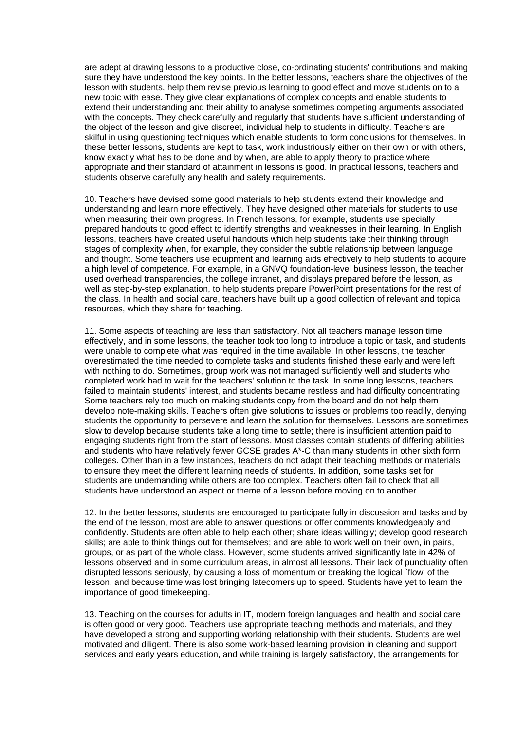are adept at drawing lessons to a productive close, co-ordinating students' contributions and making sure they have understood the key points. In the better lessons, teachers share the objectives of the lesson with students, help them revise previous learning to good effect and move students on to a new topic with ease. They give clear explanations of complex concepts and enable students to extend their understanding and their ability to analyse sometimes competing arguments associated with the concepts. They check carefully and regularly that students have sufficient understanding of the object of the lesson and give discreet, individual help to students in difficulty. Teachers are skilful in using questioning techniques which enable students to form conclusions for themselves. In these better lessons, students are kept to task, work industriously either on their own or with others, know exactly what has to be done and by when, are able to apply theory to practice where appropriate and their standard of attainment in lessons is good. In practical lessons, teachers and students observe carefully any health and safety requirements.

10. Teachers have devised some good materials to help students extend their knowledge and understanding and learn more effectively. They have designed other materials for students to use when measuring their own progress. In French lessons, for example, students use specially prepared handouts to good effect to identify strengths and weaknesses in their learning. In English lessons, teachers have created useful handouts which help students take their thinking through stages of complexity when, for example, they consider the subtle relationship between language and thought. Some teachers use equipment and learning aids effectively to help students to acquire a high level of competence. For example, in a GNVQ foundation-level business lesson, the teacher used overhead transparencies, the college intranet, and displays prepared before the lesson, as well as step-by-step explanation, to help students prepare PowerPoint presentations for the rest of the class. In health and social care, teachers have built up a good collection of relevant and topical resources, which they share for teaching.

11. Some aspects of teaching are less than satisfactory. Not all teachers manage lesson time effectively, and in some lessons, the teacher took too long to introduce a topic or task, and students were unable to complete what was required in the time available. In other lessons, the teacher overestimated the time needed to complete tasks and students finished these early and were left with nothing to do. Sometimes, group work was not managed sufficiently well and students who completed work had to wait for the teachers' solution to the task. In some long lessons, teachers failed to maintain students' interest, and students became restless and had difficulty concentrating. Some teachers rely too much on making students copy from the board and do not help them develop note-making skills. Teachers often give solutions to issues or problems too readily, denying students the opportunity to persevere and learn the solution for themselves. Lessons are sometimes slow to develop because students take a long time to settle; there is insufficient attention paid to engaging students right from the start of lessons. Most classes contain students of differing abilities and students who have relatively fewer GCSE grades A*-C than many students in other sixth form colleges. Other than in a few instances, teachers do not adapt their teaching methods or materials to ensure they meet the different learning needs of students. In addition, some tasks set for students are undemanding while others are too complex. Teachers often fail to check that all students have understood an aspect or theme of a lesson before moving on to another.

12. In the better lessons, students are encouraged to participate fully in discussion and tasks and by the end of the lesson, most are able to answer questions or offer comments knowledgeably and confidently. Students are often able to help each other; share ideas willingly; develop good research skills; are able to think things out for themselves; and are able to work well on their own, in pairs, groups, or as part of the whole class. However, some students arrived significantly late in 42% of lessons observed and in some curriculum areas, in almost all lessons. Their lack of punctuality often disrupted lessons seriously, by causing a loss of momentum or breaking the logical `flow' of the lesson, and because time was lost bringing latecomers up to speed. Students have yet to learn the importance of good timekeeping.

13. Teaching on the courses for adults in IT, modern foreign languages and health and social care is often good or very good. Teachers use appropriate teaching methods and materials, and they have developed a strong and supporting working relationship with their students. Students are well motivated and diligent. There is also some work-based learning provision in cleaning and support services and early years education, and while training is largely satisfactory, the arrangements for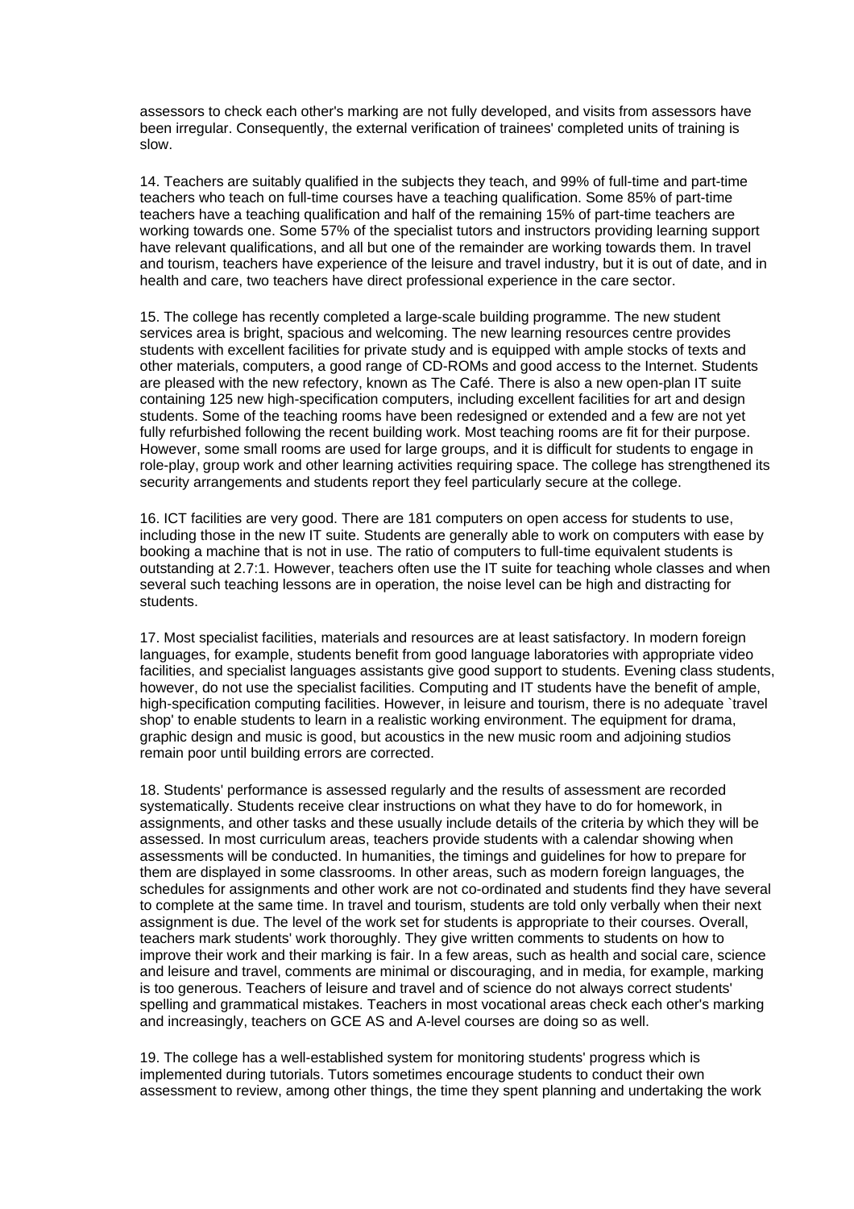assessors to check each other's marking are not fully developed, and visits from assessors have been irregular. Consequently, the external verification of trainees' completed units of training is slow.

14. Teachers are suitably qualified in the subjects they teach, and 99% of full-time and part-time teachers who teach on full-time courses have a teaching qualification. Some 85% of part-time teachers have a teaching qualification and half of the remaining 15% of part-time teachers are working towards one. Some 57% of the specialist tutors and instructors providing learning support have relevant qualifications, and all but one of the remainder are working towards them. In travel and tourism, teachers have experience of the leisure and travel industry, but it is out of date, and in health and care, two teachers have direct professional experience in the care sector.

15. The college has recently completed a large-scale building programme. The new student services area is bright, spacious and welcoming. The new learning resources centre provides students with excellent facilities for private study and is equipped with ample stocks of texts and other materials, computers, a good range of CD-ROMs and good access to the Internet. Students are pleased with the new refectory, known as The Café. There is also a new open-plan IT suite containing 125 new high-specification computers, including excellent facilities for art and design students. Some of the teaching rooms have been redesigned or extended and a few are not yet fully refurbished following the recent building work. Most teaching rooms are fit for their purpose. However, some small rooms are used for large groups, and it is difficult for students to engage in role-play, group work and other learning activities requiring space. The college has strengthened its security arrangements and students report they feel particularly secure at the college.

16. ICT facilities are very good. There are 181 computers on open access for students to use, including those in the new IT suite. Students are generally able to work on computers with ease by booking a machine that is not in use. The ratio of computers to full-time equivalent students is outstanding at 2.7:1. However, teachers often use the IT suite for teaching whole classes and when several such teaching lessons are in operation, the noise level can be high and distracting for students.

17. Most specialist facilities, materials and resources are at least satisfactory. In modern foreign languages, for example, students benefit from good language laboratories with appropriate video facilities, and specialist languages assistants give good support to students. Evening class students, however, do not use the specialist facilities. Computing and IT students have the benefit of ample, high-specification computing facilities. However, in leisure and tourism, there is no adequate `travel shop' to enable students to learn in a realistic working environment. The equipment for drama, graphic design and music is good, but acoustics in the new music room and adjoining studios remain poor until building errors are corrected.

18. Students' performance is assessed regularly and the results of assessment are recorded systematically. Students receive clear instructions on what they have to do for homework, in assignments, and other tasks and these usually include details of the criteria by which they will be assessed. In most curriculum areas, teachers provide students with a calendar showing when assessments will be conducted. In humanities, the timings and guidelines for how to prepare for them are displayed in some classrooms. In other areas, such as modern foreign languages, the schedules for assignments and other work are not co-ordinated and students find they have several to complete at the same time. In travel and tourism, students are told only verbally when their next assignment is due. The level of the work set for students is appropriate to their courses. Overall, teachers mark students' work thoroughly. They give written comments to students on how to improve their work and their marking is fair. In a few areas, such as health and social care, science and leisure and travel, comments are minimal or discouraging, and in media, for example, marking is too generous. Teachers of leisure and travel and of science do not always correct students' spelling and grammatical mistakes. Teachers in most vocational areas check each other's marking and increasingly, teachers on GCE AS and A-level courses are doing so as well.

19. The college has a well-established system for monitoring students' progress which is implemented during tutorials. Tutors sometimes encourage students to conduct their own assessment to review, among other things, the time they spent planning and undertaking the work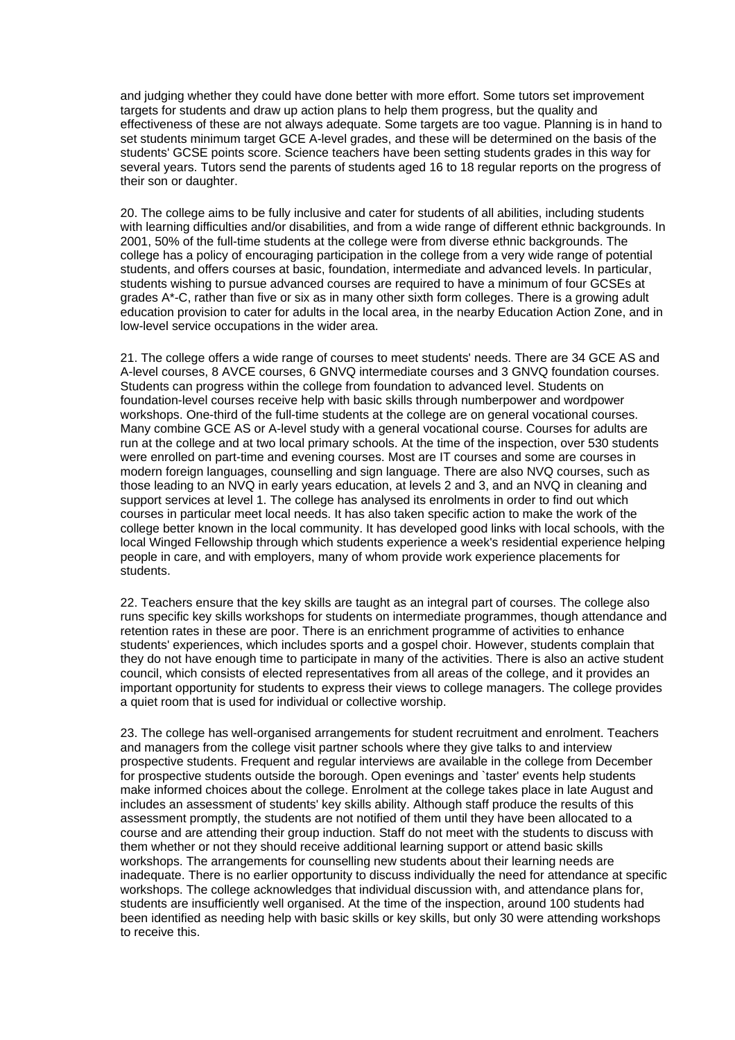and judging whether they could have done better with more effort. Some tutors set improvement targets for students and draw up action plans to help them progress, but the quality and effectiveness of these are not always adequate. Some targets are too vague. Planning is in hand to set students minimum target GCE A-level grades, and these will be determined on the basis of the students' GCSE points score. Science teachers have been setting students grades in this way for several years. Tutors send the parents of students aged 16 to 18 regular reports on the progress of their son or daughter.

20. The college aims to be fully inclusive and cater for students of all abilities, including students with learning difficulties and/or disabilities, and from a wide range of different ethnic backgrounds. In 2001, 50% of the full-time students at the college were from diverse ethnic backgrounds. The college has a policy of encouraging participation in the college from a very wide range of potential students, and offers courses at basic, foundation, intermediate and advanced levels. In particular, students wishing to pursue advanced courses are required to have a minimum of four GCSEs at grades A*-C, rather than five or six as in many other sixth form colleges. There is a growing adult education provision to cater for adults in the local area, in the nearby Education Action Zone, and in low-level service occupations in the wider area.

21. The college offers a wide range of courses to meet students' needs. There are 34 GCE AS and A-level courses, 8 AVCE courses, 6 GNVQ intermediate courses and 3 GNVQ foundation courses. Students can progress within the college from foundation to advanced level. Students on foundation-level courses receive help with basic skills through numberpower and wordpower workshops. One-third of the full-time students at the college are on general vocational courses. Many combine GCE AS or A-level study with a general vocational course. Courses for adults are run at the college and at two local primary schools. At the time of the inspection, over 530 students were enrolled on part-time and evening courses. Most are IT courses and some are courses in modern foreign languages, counselling and sign language. There are also NVQ courses, such as those leading to an NVQ in early years education, at levels 2 and 3, and an NVQ in cleaning and support services at level 1. The college has analysed its enrolments in order to find out which courses in particular meet local needs. It has also taken specific action to make the work of the college better known in the local community. It has developed good links with local schools, with the local Winged Fellowship through which students experience a week's residential experience helping people in care, and with employers, many of whom provide work experience placements for students.

22. Teachers ensure that the key skills are taught as an integral part of courses. The college also runs specific key skills workshops for students on intermediate programmes, though attendance and retention rates in these are poor. There is an enrichment programme of activities to enhance students' experiences, which includes sports and a gospel choir. However, students complain that they do not have enough time to participate in many of the activities. There is also an active student council, which consists of elected representatives from all areas of the college, and it provides an important opportunity for students to express their views to college managers. The college provides a quiet room that is used for individual or collective worship.

23. The college has well-organised arrangements for student recruitment and enrolment. Teachers and managers from the college visit partner schools where they give talks to and interview prospective students. Frequent and regular interviews are available in the college from December for prospective students outside the borough. Open evenings and `taster' events help students make informed choices about the college. Enrolment at the college takes place in late August and includes an assessment of students' key skills ability. Although staff produce the results of this assessment promptly, the students are not notified of them until they have been allocated to a course and are attending their group induction. Staff do not meet with the students to discuss with them whether or not they should receive additional learning support or attend basic skills workshops. The arrangements for counselling new students about their learning needs are inadequate. There is no earlier opportunity to discuss individually the need for attendance at specific workshops. The college acknowledges that individual discussion with, and attendance plans for, students are insufficiently well organised. At the time of the inspection, around 100 students had been identified as needing help with basic skills or key skills, but only 30 were attending workshops to receive this.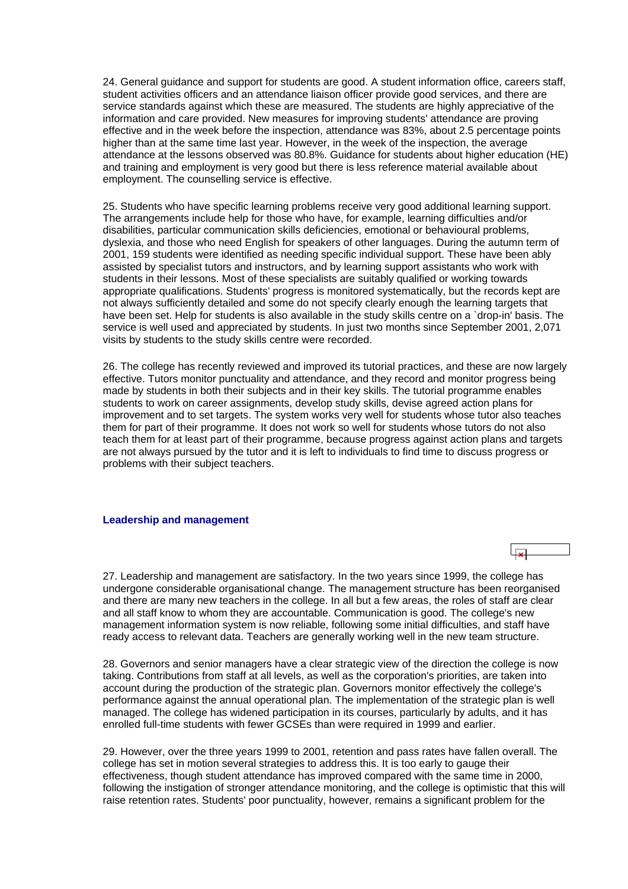24. General guidance and support for students are good. A student information office, careers staff, student activities officers and an attendance liaison officer provide good services, and there are service standards against which these are measured. The students are highly appreciative of the information and care provided. New measures for improving students' attendance are proving effective and in the week before the inspection, attendance was 83%, about 2.5 percentage points higher than at the same time last year. However, in the week of the inspection, the average attendance at the lessons observed was 80.8%. Guidance for students about higher education (HE) and training and employment is very good but there is less reference material available about employment. The counselling service is effective.

25. Students who have specific learning problems receive very good additional learning support. The arrangements include help for those who have, for example, learning difficulties and/or disabilities, particular communication skills deficiencies, emotional or behavioural problems, dyslexia, and those who need English for speakers of other languages. During the autumn term of 2001, 159 students were identified as needing specific individual support. These have been ably assisted by specialist tutors and instructors, and by learning support assistants who work with students in their lessons. Most of these specialists are suitably qualified or working towards appropriate qualifications. Students' progress is monitored systematically, but the records kept are not always sufficiently detailed and some do not specify clearly enough the learning targets that have been set. Help for students is also available in the study skills centre on a `drop-in' basis. The service is well used and appreciated by students. In just two months since September 2001, 2,071 visits by students to the study skills centre were recorded.

26. The college has recently reviewed and improved its tutorial practices, and these are now largely effective. Tutors monitor punctuality and attendance, and they record and monitor progress being made by students in both their subjects and in their key skills. The tutorial programme enables students to work on career assignments, develop study skills, devise agreed action plans for improvement and to set targets. The system works very well for students whose tutor also teaches them for part of their programme. It does not work so well for students whose tutors do not also teach them for at least part of their programme, because progress against action plans and targets are not always pursued by the tutor and it is left to individuals to find time to discuss progress or problems with their subject teachers.

### Leadership and management

27. Leadership and management are satisfactory. In the two years since 1999, the college has undergone considerable organisational change. The management structure has been reorganised and there are many new teachers in the college. In all but a few areas, the roles of staff are clear and all staff know to whom they are accountable. Communication is good. The college's new management information system is now reliable, following some initial difficulties, and staff have ready access to relevant data. Teachers are generally working well in the new team structure.

28. Governors and senior managers have a clear strategic view of the direction the college is now taking. Contributions from staff at all levels, as well as the corporation's priorities, are taken into account during the production of the strategic plan. Governors monitor effectively the college's performance against the annual operational plan. The implementation of the strategic plan is well managed. The college has widened participation in its courses, particularly by adults, and it has enrolled full-time students with fewer GCSEs than were required in 1999 and earlier.

29. However, over the three years 1999 to 2001, retention and pass rates have fallen overall. The college has set in motion several strategies to address this. It is too early to gauge their effectiveness, though student attendance has improved compared with the same time in 2000, following the instigation of stronger attendance monitoring, and the college is optimistic that this will raise retention rates. Students' poor punctuality, however, remains a significant problem for the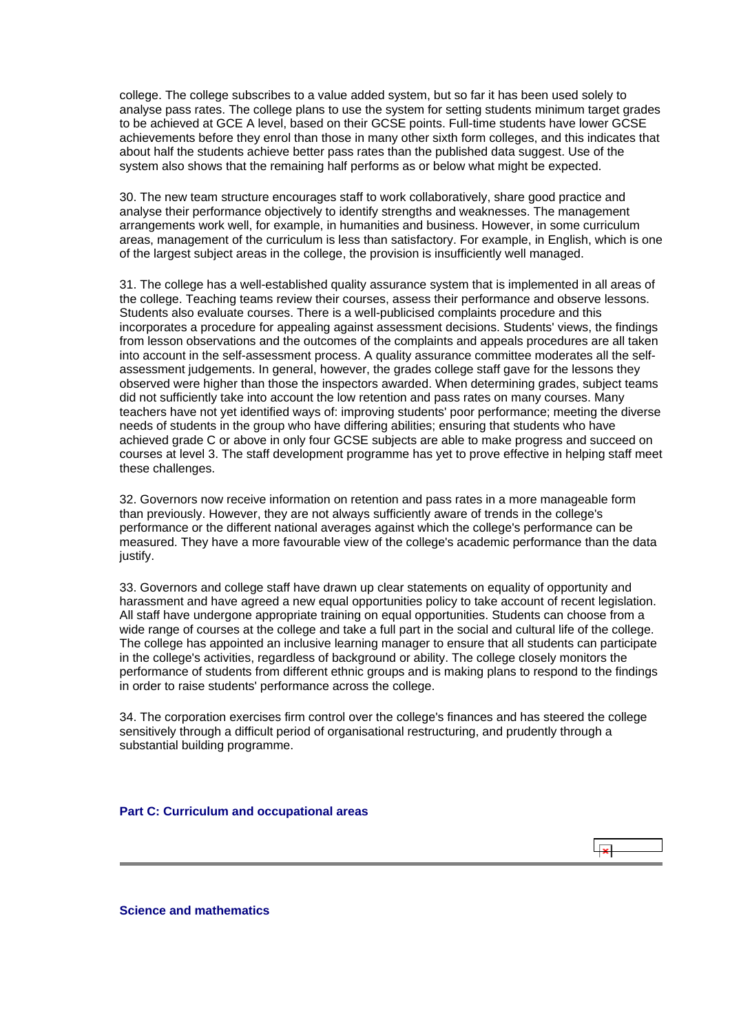college. The college subscribes to a value added system, but so far it has been used solely to analyse pass rates. The college plans to use the system for setting students minimum target grades to be achieved at GCE A level, based on their GCSE points. Full-time students have lower GCSE achievements before they enrol than those in many other sixth form colleges, and this indicates that about half the students achieve better pass rates than the published data suggest. Use of the system also shows that the remaining half performs as or below what might be expected.

30. The new team structure encourages staff to work collaboratively, share good practice and analyse their performance objectively to identify strengths and weaknesses. The management arrangements work well, for example, in humanities and business. However, in some curriculum areas, management of the curriculum is less than satisfactory. For example, in English, which is one of the largest subject areas in the college, the provision is insufficiently well managed.

31. The college has a well-established quality assurance system that is implemented in all areas of the college. Teaching teams review their courses, assess their performance and observe lessons. Students also evaluate courses. There is a well-publicised complaints procedure and this incorporates a procedure for appealing against assessment decisions. Students' views, the findings from lesson observations and the outcomes of the complaints and appeals procedures are all taken into account in the self-assessment process. A quality assurance committee moderates all the self-assessment judgements. In general, however, the grades college staff gave for the lessons they observed were higher than those the inspectors awarded. When determining grades, subject teams did not sufficiently take into account the low retention and pass rates on many courses. Many teachers have not yet identified ways of: improving students' poor performance; meeting the diverse needs of students in the group who have differing abilities; ensuring that students who have achieved grade C or above in only four GCSE subjects are able to make progress and succeed on courses at level 3. The staff development programme has yet to prove effective in helping staff meet these challenges.

32. Governors now receive information on retention and pass rates in a more manageable form than previously. However, they are not always sufficiently aware of trends in the college's performance or the different national averages against which the college's performance can be measured. They have a more favourable view of the college's academic performance than the data justify.

33. Governors and college staff have drawn up clear statements on equality of opportunity and harassment and have agreed a new equal opportunities policy to take account of recent legislation. All staff have undergone appropriate training on equal opportunities. Students can choose from a wide range of courses at the college and take a full part in the social and cultural life of the college. The college has appointed an inclusive learning manager to ensure that all students can participate in the college's activities, regardless of background or ability. The college closely monitors the performance of students from different ethnic groups and is making plans to respond to the findings in order to raise students' performance across the college.

34. The corporation exercises firm control over the college's finances and has steered the college sensitively through a difficult period of organisational restructuring, and prudently through a substantial building programme.

## Part C: Curriculum and occupational areas

### Science and mathematics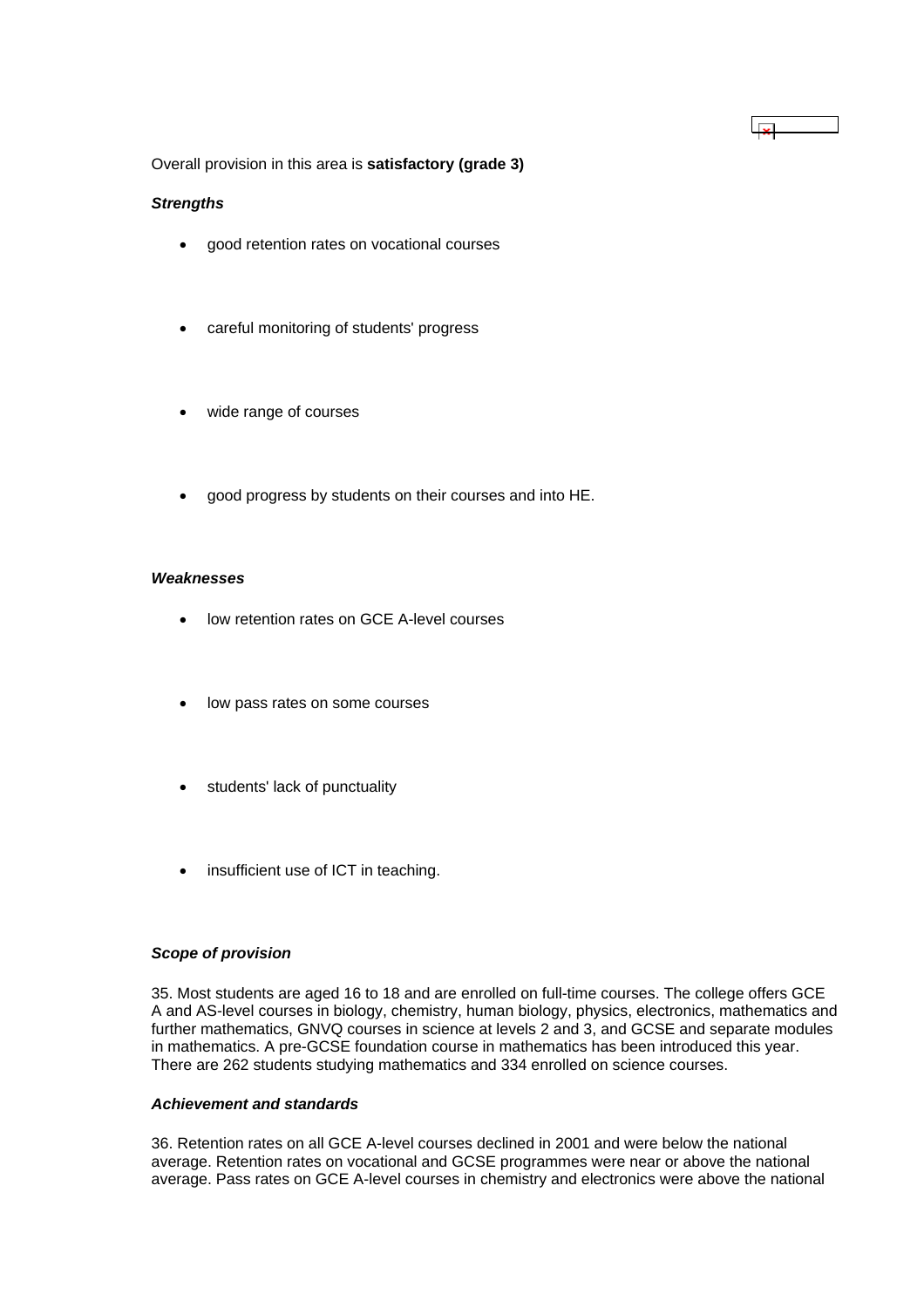Overall provision in this area is **satisfactory (grade 3)**

***Strengths***

- good retention rates on vocational courses
- careful monitoring of students' progress
- wide range of courses
- good progress by students on their courses and into HE.

***Weaknesses***

- low retention rates on GCE A-level courses
- low pass rates on some courses
- students' lack of punctuality
- insufficient use of ICT in teaching.

***Scope of provision***

35. Most students are aged 16 to 18 and are enrolled on full-time courses. The college offers GCE A and AS-level courses in biology, chemistry, human biology, physics, electronics, mathematics and further mathematics, GNVQ courses in science at levels 2 and 3, and GCSE and separate modules in mathematics. A pre-GCSE foundation course in mathematics has been introduced this year. There are 262 students studying mathematics and 334 enrolled on science courses.

***Achievement and standards***

36. Retention rates on all GCE A-level courses declined in 2001 and were below the national average. Retention rates on vocational and GCSE programmes were near or above the national average. Pass rates on GCE A-level courses in chemistry and electronics were above the national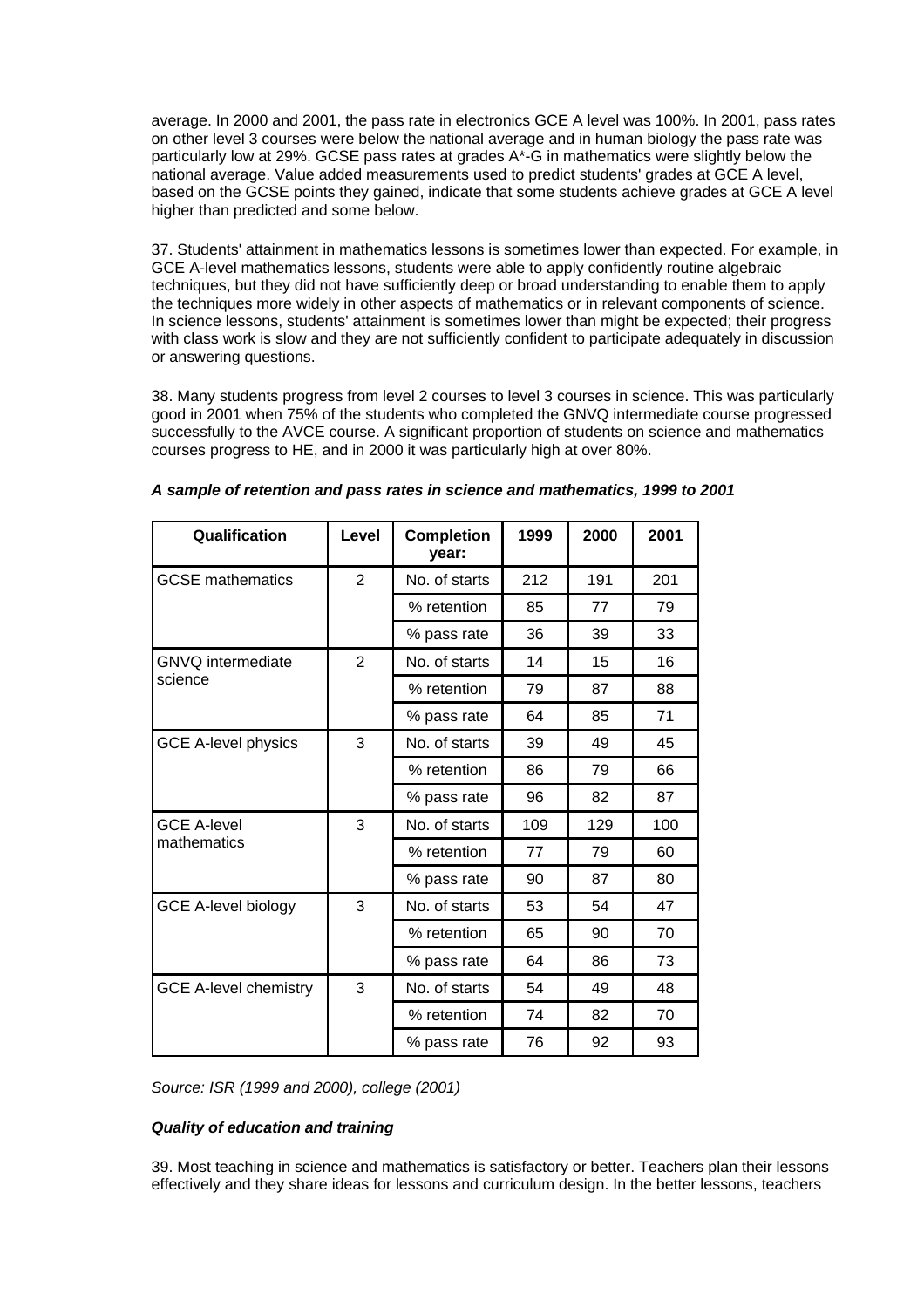average. In 2000 and 2001, the pass rate in electronics GCE A level was 100%. In 2001, pass rates on other level 3 courses were below the national average and in human biology the pass rate was particularly low at 29%. GCSE pass rates at grades A*-G in mathematics were slightly below the national average. Value added measurements used to predict students' grades at GCE A level, based on the GCSE points they gained, indicate that some students achieve grades at GCE A level higher than predicted and some below.

37. Students' attainment in mathematics lessons is sometimes lower than expected. For example, in GCE A-level mathematics lessons, students were able to apply confidently routine algebraic techniques, but they did not have sufficiently deep or broad understanding to enable them to apply the techniques more widely in other aspects of mathematics or in relevant components of science. In science lessons, students' attainment is sometimes lower than might be expected; their progress with class work is slow and they are not sufficiently confident to participate adequately in discussion or answering questions.

38. Many students progress from level 2 courses to level 3 courses in science. This was particularly good in 2001 when 75% of the students who completed the GNVQ intermediate course progressed successfully to the AVCE course. A significant proportion of students on science and mathematics courses progress to HE, and in 2000 it was particularly high at over 80%.

***A sample of retention and pass rates in science and mathematics, 1999 to 2001***

| Qualification | Level | Completion year: | 1999 | 2000 | 2001 |
|---|---|---|---|---|---|
| GCSE mathematics | 2 | No. of starts | 212 | 191 | 201 |
| | | % retention | 85 | 77 | 79 |
| | | % pass rate | 36 | 39 | 33 |
| GNVQ intermediate science | 2 | No. of starts | 14 | 15 | 16 |
| | | % retention | 79 | 87 | 88 |
| | | % pass rate | 64 | 85 | 71 |
| GCE A-level physics | 3 | No. of starts | 39 | 49 | 45 |
| | | % retention | 86 | 79 | 66 |
| | | % pass rate | 96 | 82 | 87 |
| GCE A-level mathematics | 3 | No. of starts | 109 | 129 | 100 |
| | | % retention | 77 | 79 | 60 |
| | | % pass rate | 90 | 87 | 80 |
| GCE A-level biology | 3 | No. of starts | 53 | 54 | 47 |
| | | % retention | 65 | 90 | 70 |
| | | % pass rate | 64 | 86 | 73 |
| GCE A-level chemistry | 3 | No. of starts | 54 | 49 | 48 |
| | | % retention | 74 | 82 | 70 |
| | | % pass rate | 76 | 92 | 93 |

*Source: ISR (1999 and 2000), college (2001)*

***Quality of education and training***

39. Most teaching in science and mathematics is satisfactory or better. Teachers plan their lessons effectively and they share ideas for lessons and curriculum design. In the better lessons, teachers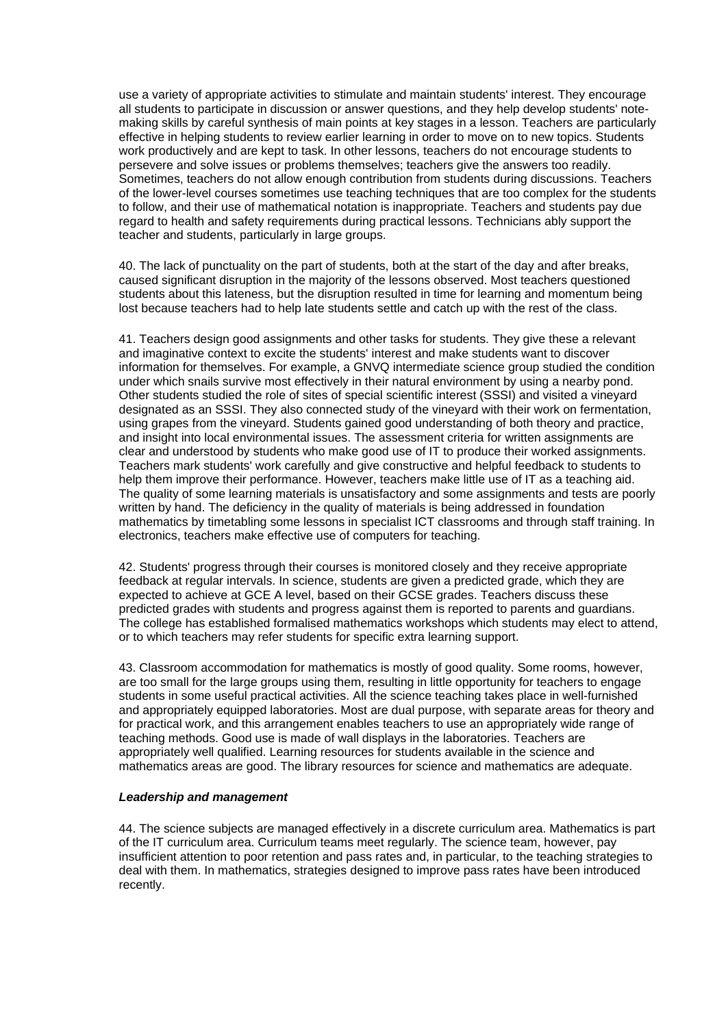use a variety of appropriate activities to stimulate and maintain students' interest. They encourage all students to participate in discussion or answer questions, and they help develop students' note-making skills by careful synthesis of main points at key stages in a lesson. Teachers are particularly effective in helping students to review earlier learning in order to move on to new topics. Students work productively and are kept to task. In other lessons, teachers do not encourage students to persevere and solve issues or problems themselves; teachers give the answers too readily. Sometimes, teachers do not allow enough contribution from students during discussions. Teachers of the lower-level courses sometimes use teaching techniques that are too complex for the students to follow, and their use of mathematical notation is inappropriate. Teachers and students pay due regard to health and safety requirements during practical lessons. Technicians ably support the teacher and students, particularly in large groups.

40. The lack of punctuality on the part of students, both at the start of the day and after breaks, caused significant disruption in the majority of the lessons observed. Most teachers questioned students about this lateness, but the disruption resulted in time for learning and momentum being lost because teachers had to help late students settle and catch up with the rest of the class.

41. Teachers design good assignments and other tasks for students. They give these a relevant and imaginative context to excite the students' interest and make students want to discover information for themselves. For example, a GNVQ intermediate science group studied the condition under which snails survive most effectively in their natural environment by using a nearby pond. Other students studied the role of sites of special scientific interest (SSSI) and visited a vineyard designated as an SSSI. They also connected study of the vineyard with their work on fermentation, using grapes from the vineyard. Students gained good understanding of both theory and practice, and insight into local environmental issues. The assessment criteria for written assignments are clear and understood by students who make good use of IT to produce their worked assignments. Teachers mark students' work carefully and give constructive and helpful feedback to students to help them improve their performance. However, teachers make little use of IT as a teaching aid. The quality of some learning materials is unsatisfactory and some assignments and tests are poorly written by hand. The deficiency in the quality of materials is being addressed in foundation mathematics by timetabling some lessons in specialist ICT classrooms and through staff training. In electronics, teachers make effective use of computers for teaching.

42. Students' progress through their courses is monitored closely and they receive appropriate feedback at regular intervals. In science, students are given a predicted grade, which they are expected to achieve at GCE A level, based on their GCSE grades. Teachers discuss these predicted grades with students and progress against them is reported to parents and guardians. The college has established formalised mathematics workshops which students may elect to attend, or to which teachers may refer students for specific extra learning support.

43. Classroom accommodation for mathematics is mostly of good quality. Some rooms, however, are too small for the large groups using them, resulting in little opportunity for teachers to engage students in some useful practical activities. All the science teaching takes place in well-furnished and appropriately equipped laboratories. Most are dual purpose, with separate areas for theory and for practical work, and this arrangement enables teachers to use an appropriately wide range of teaching methods. Good use is made of wall displays in the laboratories. Teachers are appropriately well qualified. Learning resources for students available in the science and mathematics areas are good. The library resources for science and mathematics are adequate.

***Leadership and management***

44. The science subjects are managed effectively in a discrete curriculum area. Mathematics is part of the IT curriculum area. Curriculum teams meet regularly. The science team, however, pay insufficient attention to poor retention and pass rates and, in particular, to the teaching strategies to deal with them. In mathematics, strategies designed to improve pass rates have been introduced recently.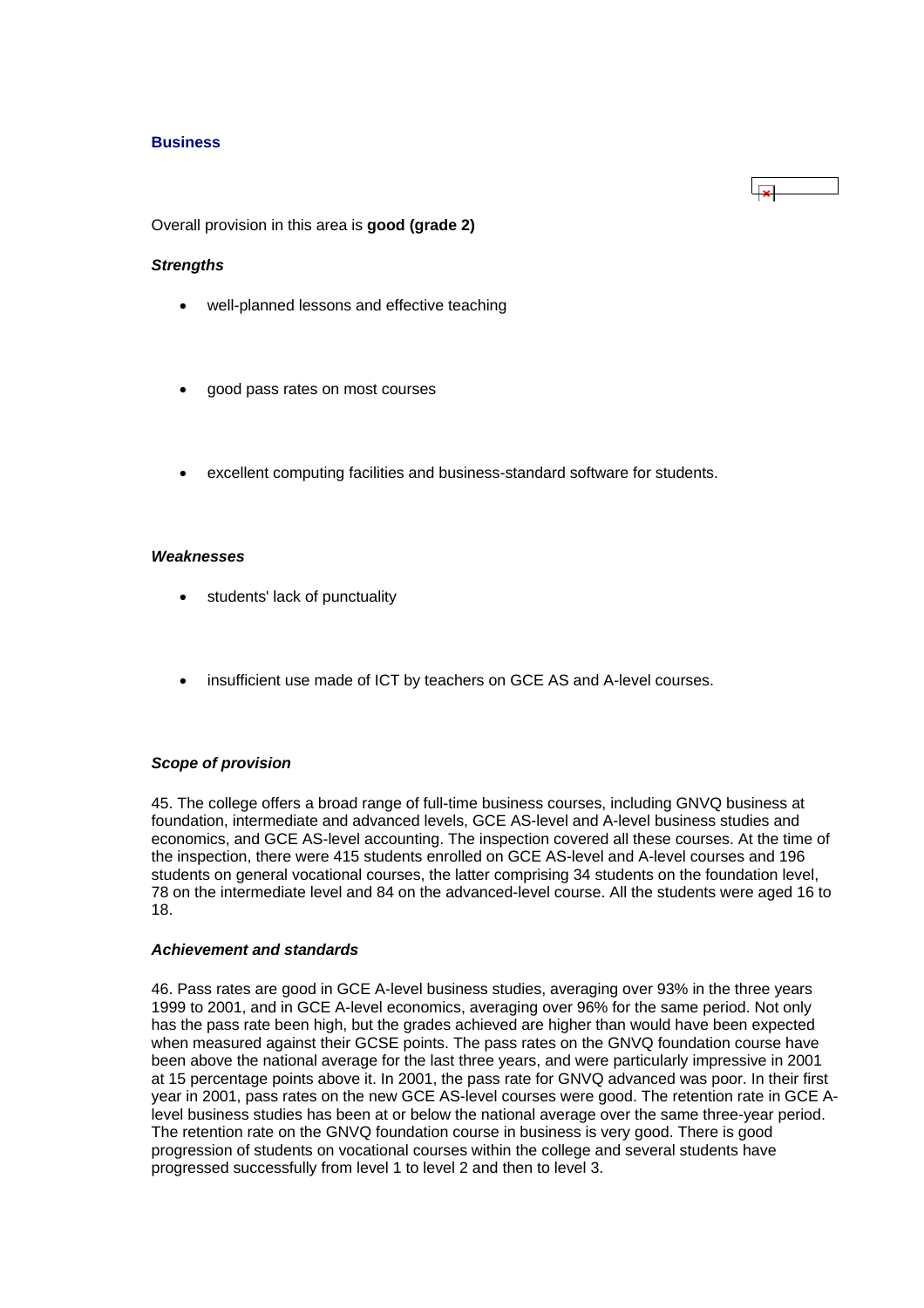## Business

Overall provision in this area is **good (grade 2)**

***Strengths***

- well-planned lessons and effective teaching
- good pass rates on most courses
- excellent computing facilities and business-standard software for students.

***Weaknesses***

- students' lack of punctuality
- insufficient use made of ICT by teachers on GCE AS and A-level courses.

***Scope of provision***

45. The college offers a broad range of full-time business courses, including GNVQ business at foundation, intermediate and advanced levels, GCE AS-level and A-level business studies and economics, and GCE AS-level accounting. The inspection covered all these courses. At the time of the inspection, there were 415 students enrolled on GCE AS-level and A-level courses and 196 students on general vocational courses, the latter comprising 34 students on the foundation level, 78 on the intermediate level and 84 on the advanced-level course. All the students were aged 16 to 18.

***Achievement and standards***

46. Pass rates are good in GCE A-level business studies, averaging over 93% in the three years 1999 to 2001, and in GCE A-level economics, averaging over 96% for the same period. Not only has the pass rate been high, but the grades achieved are higher than would have been expected when measured against their GCSE points. The pass rates on the GNVQ foundation course have been above the national average for the last three years, and were particularly impressive in 2001 at 15 percentage points above it. In 2001, the pass rate for GNVQ advanced was poor. In their first year in 2001, pass rates on the new GCE AS-level courses were good. The retention rate in GCE A-level business studies has been at or below the national average over the same three-year period. The retention rate on the GNVQ foundation course in business is very good. There is good progression of students on vocational courses within the college and several students have progressed successfully from level 1 to level 2 and then to level 3.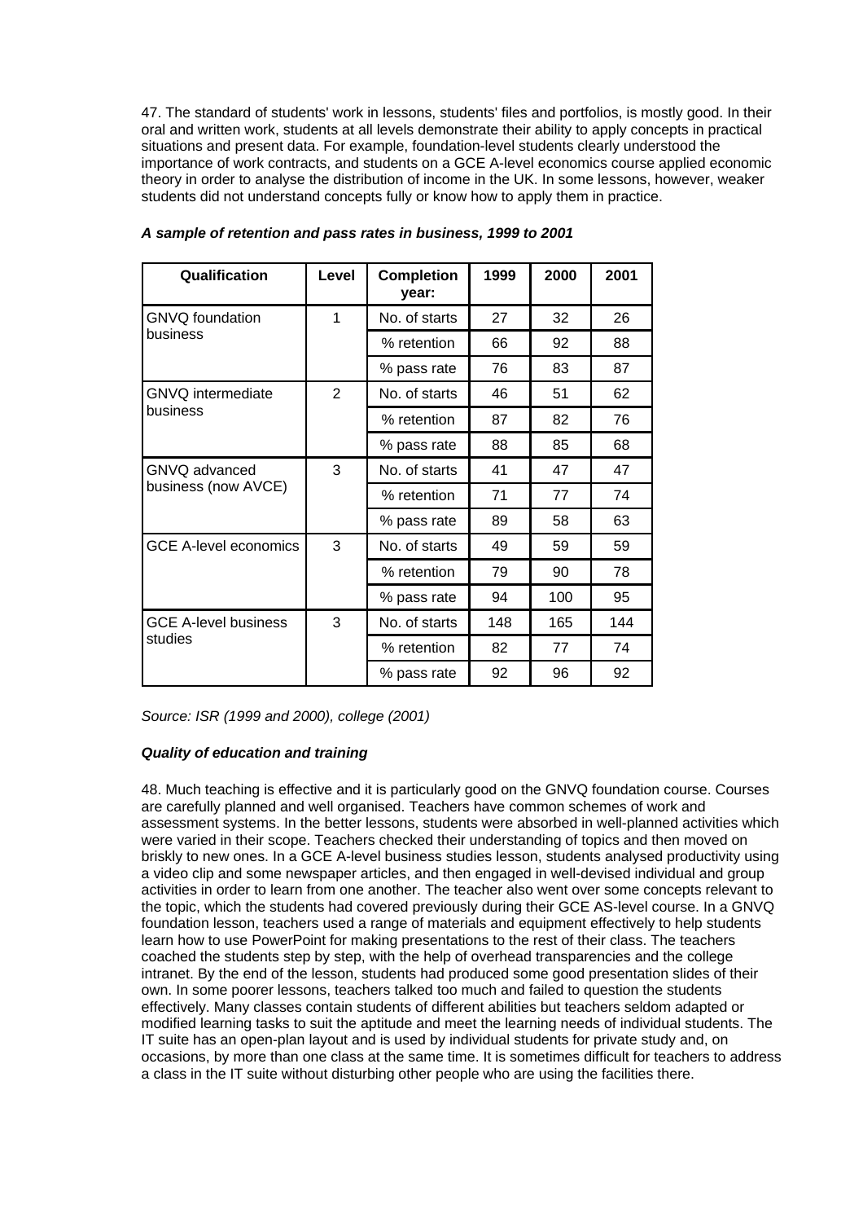47. The standard of students' work in lessons, students' files and portfolios, is mostly good. In their oral and written work, students at all levels demonstrate their ability to apply concepts in practical situations and present data. For example, foundation-level students clearly understood the importance of work contracts, and students on a GCE A-level economics course applied economic theory in order to analyse the distribution of income in the UK. In some lessons, however, weaker students did not understand concepts fully or know how to apply them in practice.

***A sample of retention and pass rates in business, 1999 to 2001***

| Qualification | Level | Completion year: | 1999 | 2000 | 2001 |
|---|---|---|---|---|---|
| GNVQ foundation business | 1 | No. of starts | 27 | 32 | 26 |
| | | % retention | 66 | 92 | 88 |
| | | % pass rate | 76 | 83 | 87 |
| GNVQ intermediate business | 2 | No. of starts | 46 | 51 | 62 |
| | | % retention | 87 | 82 | 76 |
| | | % pass rate | 88 | 85 | 68 |
| GNVQ advanced business (now AVCE) | 3 | No. of starts | 41 | 47 | 47 |
| | | % retention | 71 | 77 | 74 |
| | | % pass rate | 89 | 58 | 63 |
| GCE A-level economics | 3 | No. of starts | 49 | 59 | 59 |
| | | % retention | 79 | 90 | 78 |
| | | % pass rate | 94 | 100 | 95 |
| GCE A-level business studies | 3 | No. of starts | 148 | 165 | 144 |
| | | % retention | 82 | 77 | 74 |
| | | % pass rate | 92 | 96 | 92 |

*Source: ISR (1999 and 2000), college (2001)*

***Quality of education and training***

48. Much teaching is effective and it is particularly good on the GNVQ foundation course. Courses are carefully planned and well organised. Teachers have common schemes of work and assessment systems. In the better lessons, students were absorbed in well-planned activities which were varied in their scope. Teachers checked their understanding of topics and then moved on briskly to new ones. In a GCE A-level business studies lesson, students analysed productivity using a video clip and some newspaper articles, and then engaged in well-devised individual and group activities in order to learn from one another. The teacher also went over some concepts relevant to the topic, which the students had covered previously during their GCE AS-level course. In a GNVQ foundation lesson, teachers used a range of materials and equipment effectively to help students learn how to use PowerPoint for making presentations to the rest of their class. The teachers coached the students step by step, with the help of overhead transparencies and the college intranet. By the end of the lesson, students had produced some good presentation slides of their own. In some poorer lessons, teachers talked too much and failed to question the students effectively. Many classes contain students of different abilities but teachers seldom adapted or modified learning tasks to suit the aptitude and meet the learning needs of individual students. The IT suite has an open-plan layout and is used by individual students for private study and, on occasions, by more than one class at the same time. It is sometimes difficult for teachers to address a class in the IT suite without disturbing other people who are using the facilities there.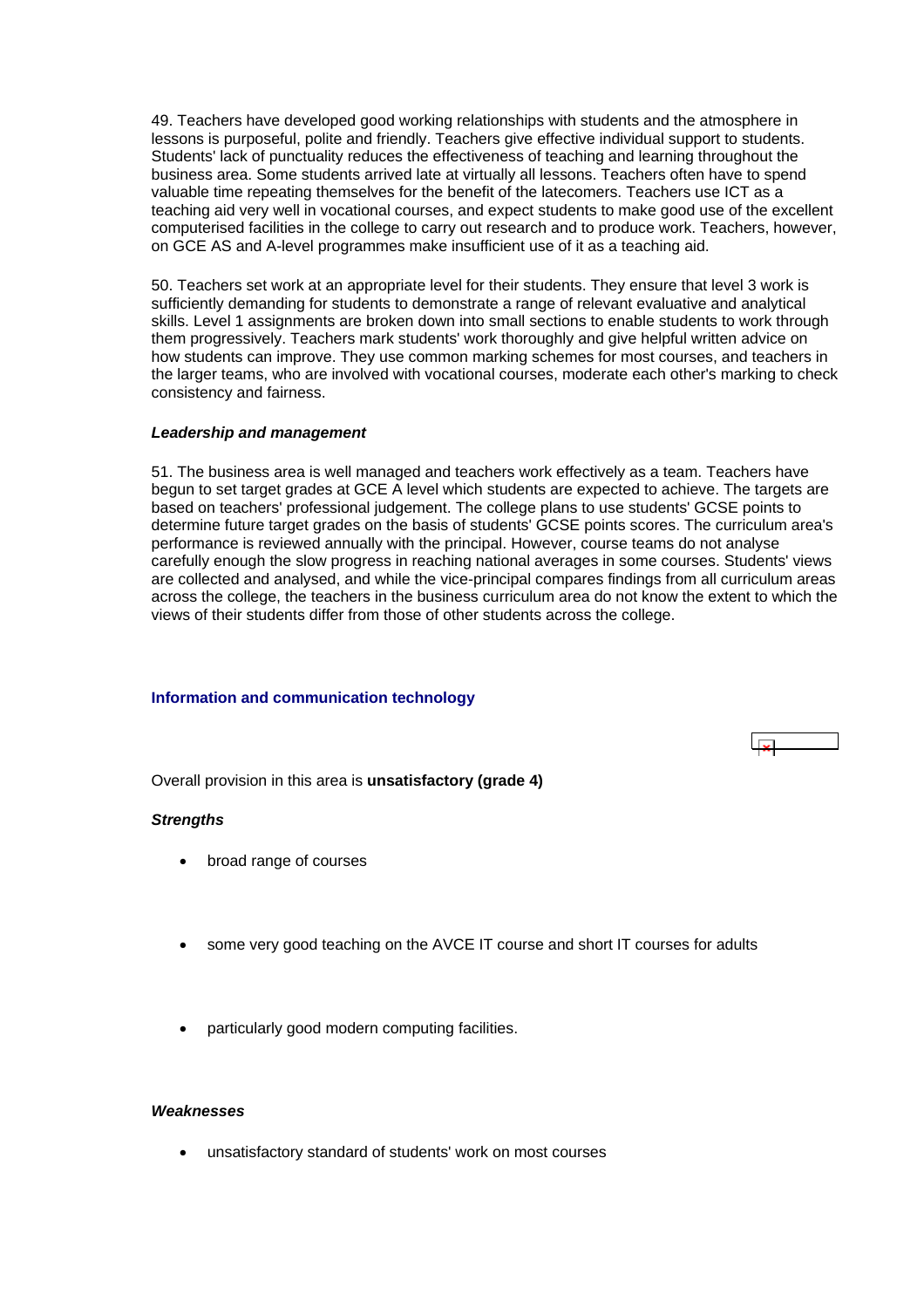49. Teachers have developed good working relationships with students and the atmosphere in lessons is purposeful, polite and friendly. Teachers give effective individual support to students. Students' lack of punctuality reduces the effectiveness of teaching and learning throughout the business area. Some students arrived late at virtually all lessons. Teachers often have to spend valuable time repeating themselves for the benefit of the latecomers. Teachers use ICT as a teaching aid very well in vocational courses, and expect students to make good use of the excellent computerised facilities in the college to carry out research and to produce work. Teachers, however, on GCE AS and A-level programmes make insufficient use of it as a teaching aid.

50. Teachers set work at an appropriate level for their students. They ensure that level 3 work is sufficiently demanding for students to demonstrate a range of relevant evaluative and analytical skills. Level 1 assignments are broken down into small sections to enable students to work through them progressively. Teachers mark students' work thoroughly and give helpful written advice on how students can improve. They use common marking schemes for most courses, and teachers in the larger teams, who are involved with vocational courses, moderate each other's marking to check consistency and fairness.

### *Leadership and management*

51. The business area is well managed and teachers work effectively as a team. Teachers have begun to set target grades at GCE A level which students are expected to achieve. The targets are based on teachers' professional judgement. The college plans to use students' GCSE points to determine future target grades on the basis of students' GCSE points scores. The curriculum area's performance is reviewed annually with the principal. However, course teams do not analyse carefully enough the slow progress in reaching national averages in some courses. Students' views are collected and analysed, and while the vice-principal compares findings from all curriculum areas across the college, the teachers in the business curriculum area do not know the extent to which the views of their students differ from those of other students across the college.

## Information and communication technology

Overall provision in this area is **unsatisfactory (grade 4)**

### *Strengths*

- broad range of courses
- some very good teaching on the AVCE IT course and short IT courses for adults
- particularly good modern computing facilities.

### *Weaknesses*

- unsatisfactory standard of students' work on most courses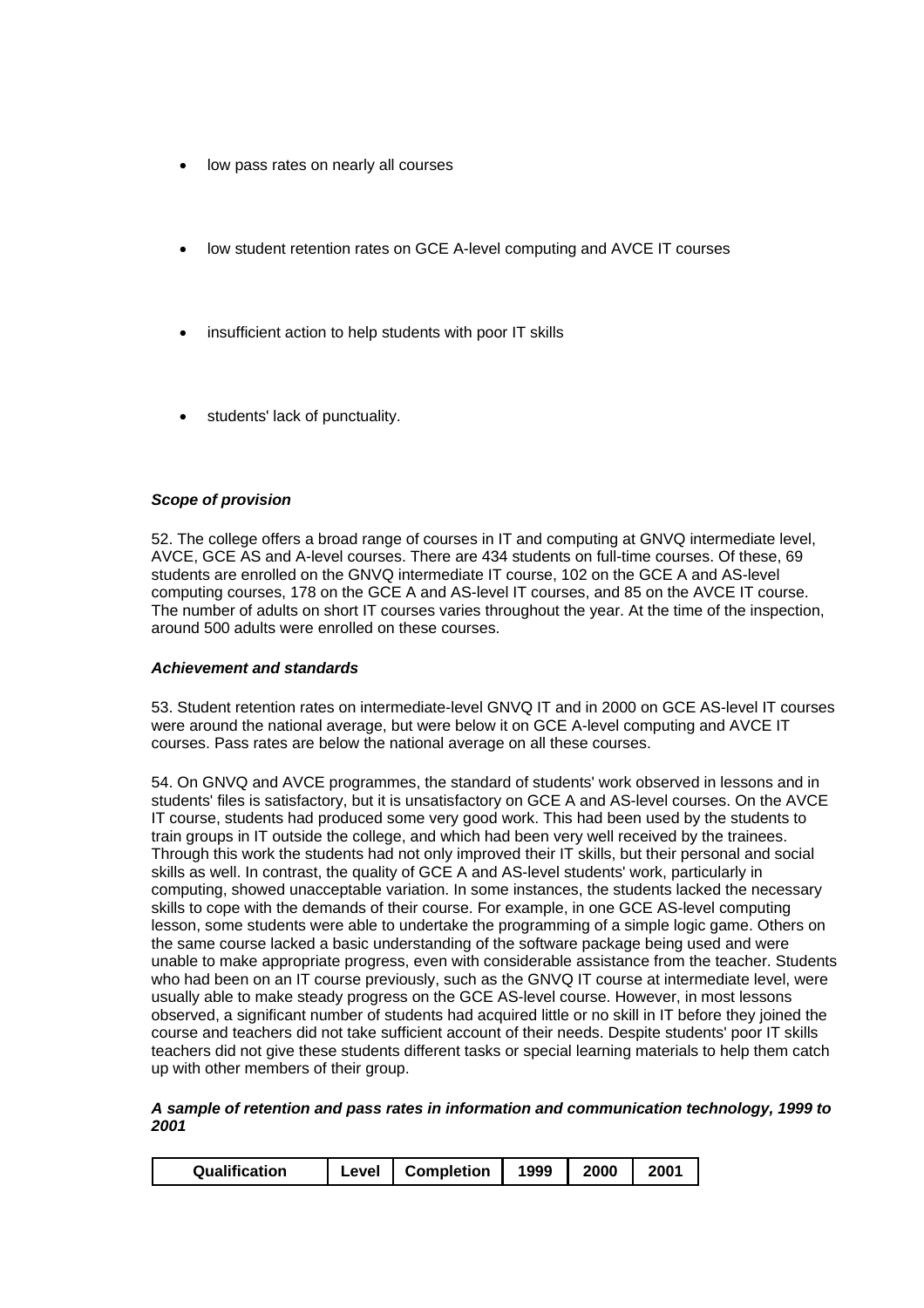- low pass rates on nearly all courses
- low student retention rates on GCE A-level computing and AVCE IT courses
- insufficient action to help students with poor IT skills
- students' lack of punctuality.

***Scope of provision***

52. The college offers a broad range of courses in IT and computing at GNVQ intermediate level, AVCE, GCE AS and A-level courses. There are 434 students on full-time courses. Of these, 69 students are enrolled on the GNVQ intermediate IT course, 102 on the GCE A and AS-level computing courses, 178 on the GCE A and AS-level IT courses, and 85 on the AVCE IT course. The number of adults on short IT courses varies throughout the year. At the time of the inspection, around 500 adults were enrolled on these courses.

***Achievement and standards***

53. Student retention rates on intermediate-level GNVQ IT and in 2000 on GCE AS-level IT courses were around the national average, but were below it on GCE A-level computing and AVCE IT courses. Pass rates are below the national average on all these courses.

54. On GNVQ and AVCE programmes, the standard of students' work observed in lessons and in students' files is satisfactory, but it is unsatisfactory on GCE A and AS-level courses. On the AVCE IT course, students had produced some very good work. This had been used by the students to train groups in IT outside the college, and which had been very well received by the trainees. Through this work the students had not only improved their IT skills, but their personal and social skills as well. In contrast, the quality of GCE A and AS-level students' work, particularly in computing, showed unacceptable variation. In some instances, the students lacked the necessary skills to cope with the demands of their course. For example, in one GCE AS-level computing lesson, some students were able to undertake the programming of a simple logic game. Others on the same course lacked a basic understanding of the software package being used and were unable to make appropriate progress, even with considerable assistance from the teacher. Students who had been on an IT course previously, such as the GNVQ IT course at intermediate level, were usually able to make steady progress on the GCE AS-level course. However, in most lessons observed, a significant number of students had acquired little or no skill in IT before they joined the course and teachers did not take sufficient account of their needs. Despite students' poor IT skills teachers did not give these students different tasks or special learning materials to help them catch up with other members of their group.

***A sample of retention and pass rates in information and communication technology, 1999 to 2001***

| Qualification | Level | Completion | 1999 | 2000 | 2001 |
|---|---|---|---|---|---|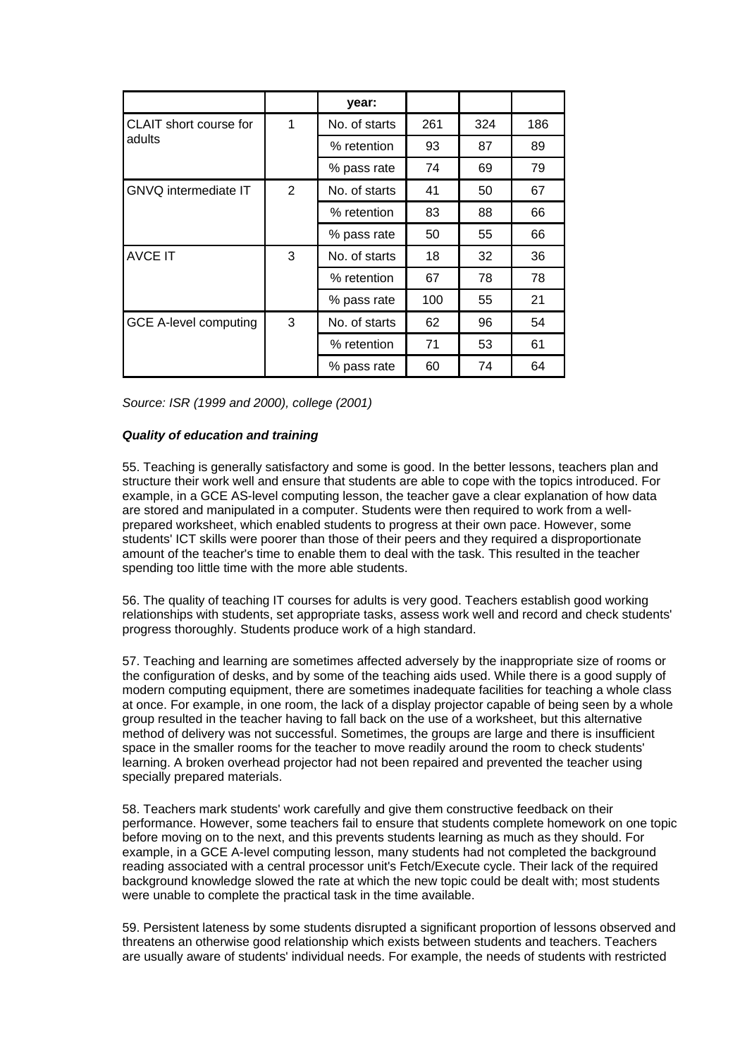| | | year: | | | |
|---|---|---|---|---|---|
| CLAIT short course for adults | 1 | No. of starts | 261 | 324 | 186 |
| | | % retention | 93 | 87 | 89 |
| | | % pass rate | 74 | 69 | 79 |
| GNVQ intermediate IT | 2 | No. of starts | 41 | 50 | 67 |
| | | % retention | 83 | 88 | 66 |
| | | % pass rate | 50 | 55 | 66 |
| AVCE IT | 3 | No. of starts | 18 | 32 | 36 |
| | | % retention | 67 | 78 | 78 |
| | | % pass rate | 100 | 55 | 21 |
| GCE A-level computing | 3 | No. of starts | 62 | 96 | 54 |
| | | % retention | 71 | 53 | 61 |
| | | % pass rate | 60 | 74 | 64 |

*Source: ISR (1999 and 2000), college (2001)*

***Quality of education and training***

55. Teaching is generally satisfactory and some is good. In the better lessons, teachers plan and structure their work well and ensure that students are able to cope with the topics introduced. For example, in a GCE AS-level computing lesson, the teacher gave a clear explanation of how data are stored and manipulated in a computer. Students were then required to work from a well-prepared worksheet, which enabled students to progress at their own pace. However, some students' ICT skills were poorer than those of their peers and they required a disproportionate amount of the teacher's time to enable them to deal with the task. This resulted in the teacher spending too little time with the more able students.

56. The quality of teaching IT courses for adults is very good. Teachers establish good working relationships with students, set appropriate tasks, assess work well and record and check students' progress thoroughly. Students produce work of a high standard.

57. Teaching and learning are sometimes affected adversely by the inappropriate size of rooms or the configuration of desks, and by some of the teaching aids used. While there is a good supply of modern computing equipment, there are sometimes inadequate facilities for teaching a whole class at once. For example, in one room, the lack of a display projector capable of being seen by a whole group resulted in the teacher having to fall back on the use of a worksheet, but this alternative method of delivery was not successful. Sometimes, the groups are large and there is insufficient space in the smaller rooms for the teacher to move readily around the room to check students' learning. A broken overhead projector had not been repaired and prevented the teacher using specially prepared materials.

58. Teachers mark students' work carefully and give them constructive feedback on their performance. However, some teachers fail to ensure that students complete homework on one topic before moving on to the next, and this prevents students learning as much as they should. For example, in a GCE A-level computing lesson, many students had not completed the background reading associated with a central processor unit's Fetch/Execute cycle. Their lack of the required background knowledge slowed the rate at which the new topic could be dealt with; most students were unable to complete the practical task in the time available.

59. Persistent lateness by some students disrupted a significant proportion of lessons observed and threatens an otherwise good relationship which exists between students and teachers. Teachers are usually aware of students' individual needs. For example, the needs of students with restricted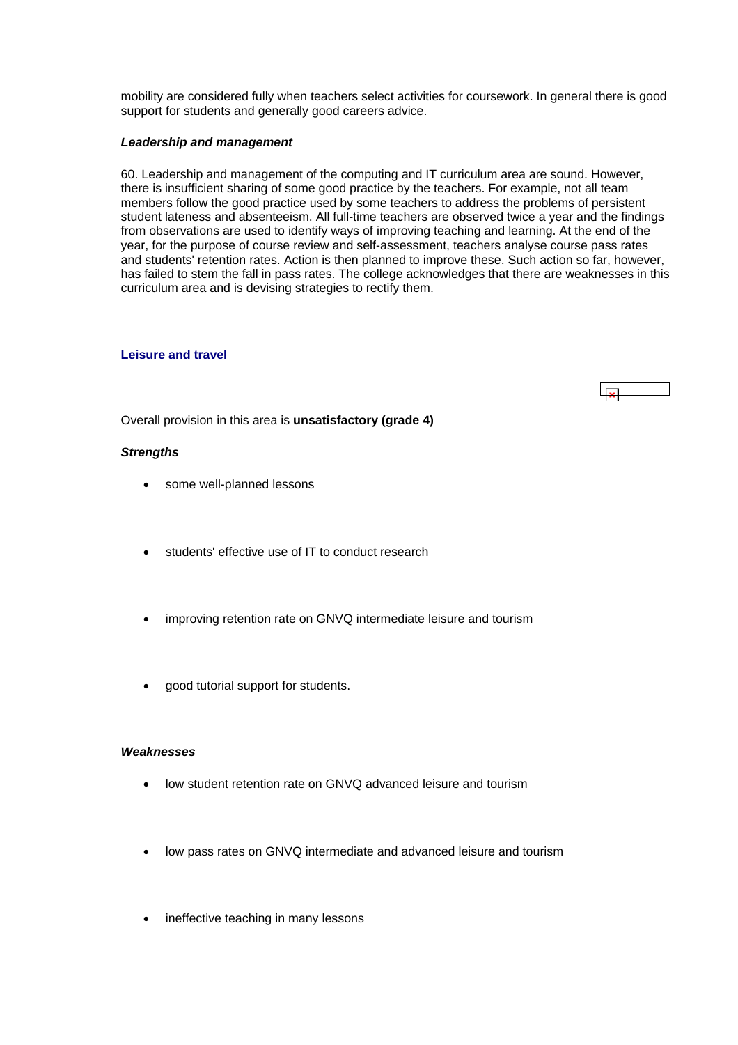mobility are considered fully when teachers select activities for coursework. In general there is good support for students and generally good careers advice.

***Leadership and management***

60. Leadership and management of the computing and IT curriculum area are sound. However, there is insufficient sharing of some good practice by the teachers. For example, not all team members follow the good practice used by some teachers to address the problems of persistent student lateness and absenteeism. All full-time teachers are observed twice a year and the findings from observations are used to identify ways of improving teaching and learning. At the end of the year, for the purpose of course review and self-assessment, teachers analyse course pass rates and students' retention rates. Action is then planned to improve these. Such action so far, however, has failed to stem the fall in pass rates. The college acknowledges that there are weaknesses in this curriculum area and is devising strategies to rectify them.

## Leisure and travel

Overall provision in this area is **unsatisfactory (grade 4)**

***Strengths***

- some well-planned lessons
- students' effective use of IT to conduct research
- improving retention rate on GNVQ intermediate leisure and tourism
- good tutorial support for students.

***Weaknesses***

- low student retention rate on GNVQ advanced leisure and tourism
- low pass rates on GNVQ intermediate and advanced leisure and tourism
- ineffective teaching in many lessons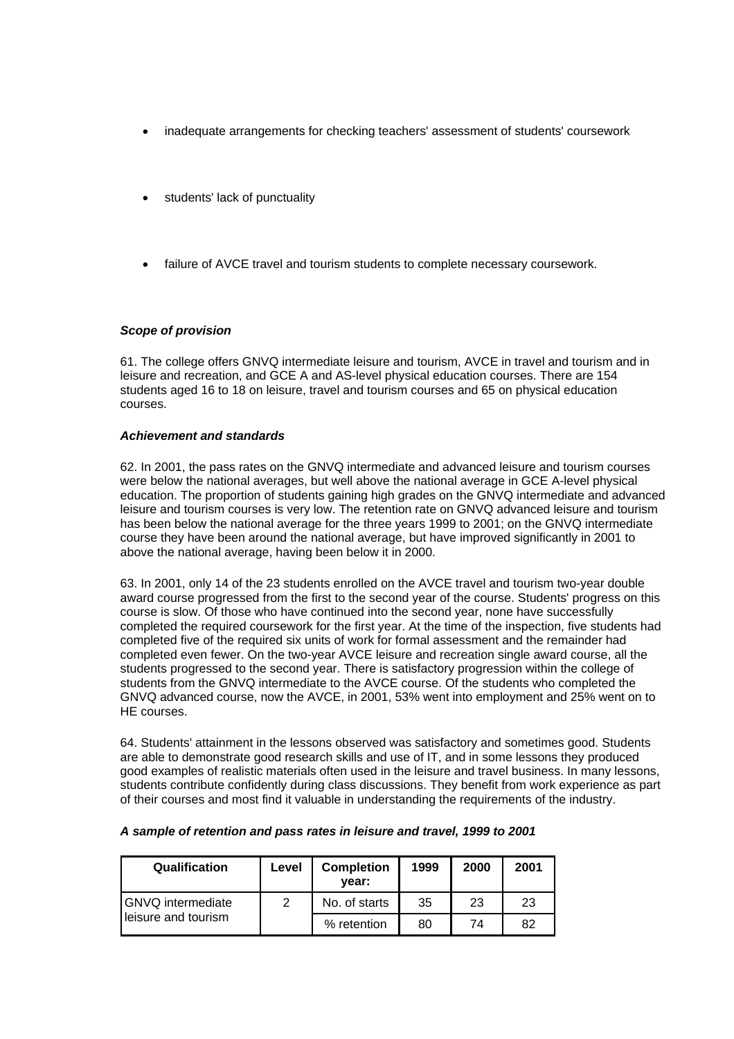- inadequate arrangements for checking teachers' assessment of students' coursework
- students' lack of punctuality
- failure of AVCE travel and tourism students to complete necessary coursework.

***Scope of provision***

61. The college offers GNVQ intermediate leisure and tourism, AVCE in travel and tourism and in leisure and recreation, and GCE A and AS-level physical education courses. There are 154 students aged 16 to 18 on leisure, travel and tourism courses and 65 on physical education courses.

***Achievement and standards***

62. In 2001, the pass rates on the GNVQ intermediate and advanced leisure and tourism courses were below the national averages, but well above the national average in GCE A-level physical education. The proportion of students gaining high grades on the GNVQ intermediate and advanced leisure and tourism courses is very low. The retention rate on GNVQ advanced leisure and tourism has been below the national average for the three years 1999 to 2001; on the GNVQ intermediate course they have been around the national average, but have improved significantly in 2001 to above the national average, having been below it in 2000.

63. In 2001, only 14 of the 23 students enrolled on the AVCE travel and tourism two-year double award course progressed from the first to the second year of the course. Students' progress on this course is slow. Of those who have continued into the second year, none have successfully completed the required coursework for the first year. At the time of the inspection, five students had completed five of the required six units of work for formal assessment and the remainder had completed even fewer. On the two-year AVCE leisure and recreation single award course, all the students progressed to the second year. There is satisfactory progression within the college of students from the GNVQ intermediate to the AVCE course. Of the students who completed the GNVQ advanced course, now the AVCE, in 2001, 53% went into employment and 25% went on to HE courses.

64. Students' attainment in the lessons observed was satisfactory and sometimes good. Students are able to demonstrate good research skills and use of IT, and in some lessons they produced good examples of realistic materials often used in the leisure and travel business. In many lessons, students contribute confidently during class discussions. They benefit from work experience as part of their courses and most find it valuable in understanding the requirements of the industry.

***A sample of retention and pass rates in leisure and travel, 1999 to 2001***

| Qualification | Level | Completion year: | 1999 | 2000 | 2001 |
|---|---|---|---|---|---|
| GNVQ intermediate leisure and tourism | 2 | No. of starts | 35 | 23 | 23 |
| | | % retention | 80 | 74 | 82 |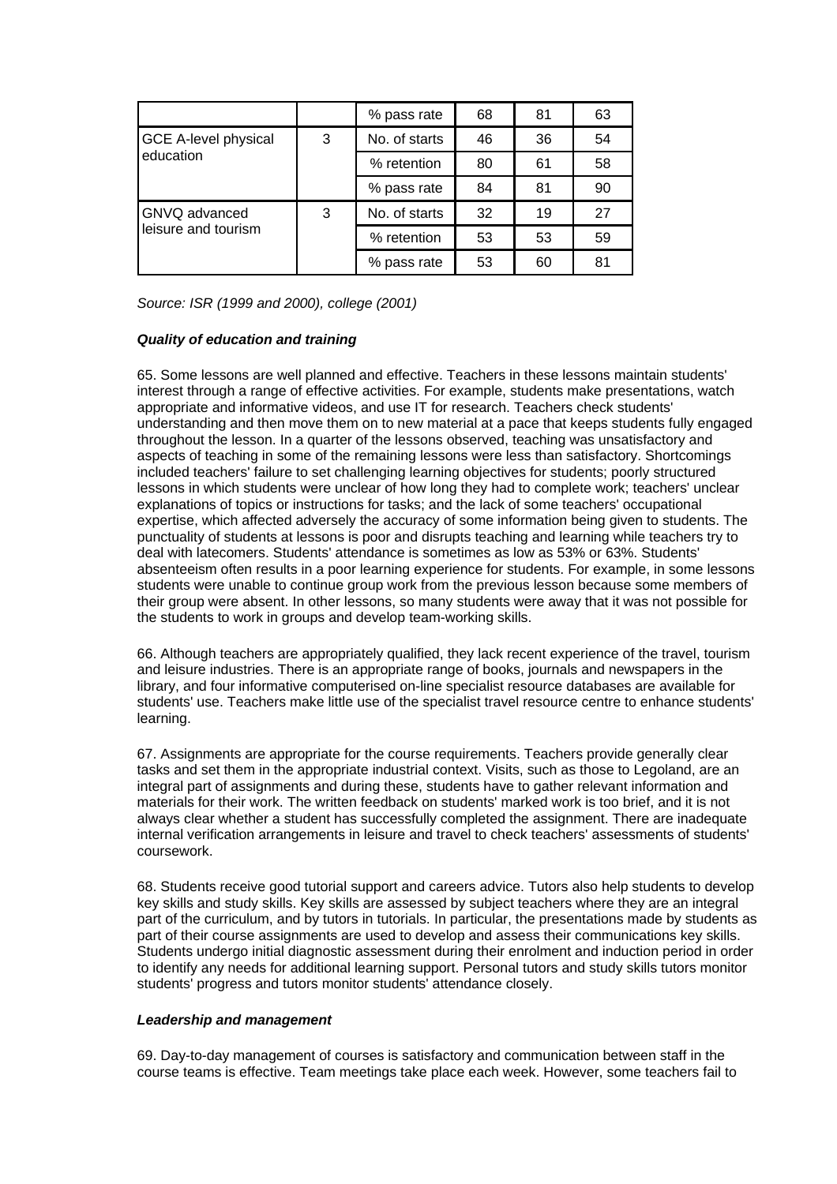| | | | | | |
|---|---|---|---|---|---|
| | | % pass rate | 68 | 81 | 63 |
| GCE A-level physical education | 3 | No. of starts | 46 | 36 | 54 |
| | | % retention | 80 | 61 | 58 |
| | | % pass rate | 84 | 81 | 90 |
| GNVQ advanced leisure and tourism | 3 | No. of starts | 32 | 19 | 27 |
| | | % retention | 53 | 53 | 59 |
| | | % pass rate | 53 | 60 | 81 |

*Source: ISR (1999 and 2000), college (2001)*

***Quality of education and training***

65. Some lessons are well planned and effective. Teachers in these lessons maintain students' interest through a range of effective activities. For example, students make presentations, watch appropriate and informative videos, and use IT for research. Teachers check students' understanding and then move them on to new material at a pace that keeps students fully engaged throughout the lesson. In a quarter of the lessons observed, teaching was unsatisfactory and aspects of teaching in some of the remaining lessons were less than satisfactory. Shortcomings included teachers' failure to set challenging learning objectives for students; poorly structured lessons in which students were unclear of how long they had to complete work; teachers' unclear explanations of topics or instructions for tasks; and the lack of some teachers' occupational expertise, which affected adversely the accuracy of some information being given to students. The punctuality of students at lessons is poor and disrupts teaching and learning while teachers try to deal with latecomers. Students' attendance is sometimes as low as 53% or 63%. Students' absenteeism often results in a poor learning experience for students. For example, in some lessons students were unable to continue group work from the previous lesson because some members of their group were absent. In other lessons, so many students were away that it was not possible for the students to work in groups and develop team-working skills.

66. Although teachers are appropriately qualified, they lack recent experience of the travel, tourism and leisure industries. There is an appropriate range of books, journals and newspapers in the library, and four informative computerised on-line specialist resource databases are available for students' use. Teachers make little use of the specialist travel resource centre to enhance students' learning.

67. Assignments are appropriate for the course requirements. Teachers provide generally clear tasks and set them in the appropriate industrial context. Visits, such as those to Legoland, are an integral part of assignments and during these, students have to gather relevant information and materials for their work. The written feedback on students' marked work is too brief, and it is not always clear whether a student has successfully completed the assignment. There are inadequate internal verification arrangements in leisure and travel to check teachers' assessments of students' coursework.

68. Students receive good tutorial support and careers advice. Tutors also help students to develop key skills and study skills. Key skills are assessed by subject teachers where they are an integral part of the curriculum, and by tutors in tutorials. In particular, the presentations made by students as part of their course assignments are used to develop and assess their communications key skills. Students undergo initial diagnostic assessment during their enrolment and induction period in order to identify any needs for additional learning support. Personal tutors and study skills tutors monitor students' progress and tutors monitor students' attendance closely.

***Leadership and management***

69. Day-to-day management of courses is satisfactory and communication between staff in the course teams is effective. Team meetings take place each week. However, some teachers fail to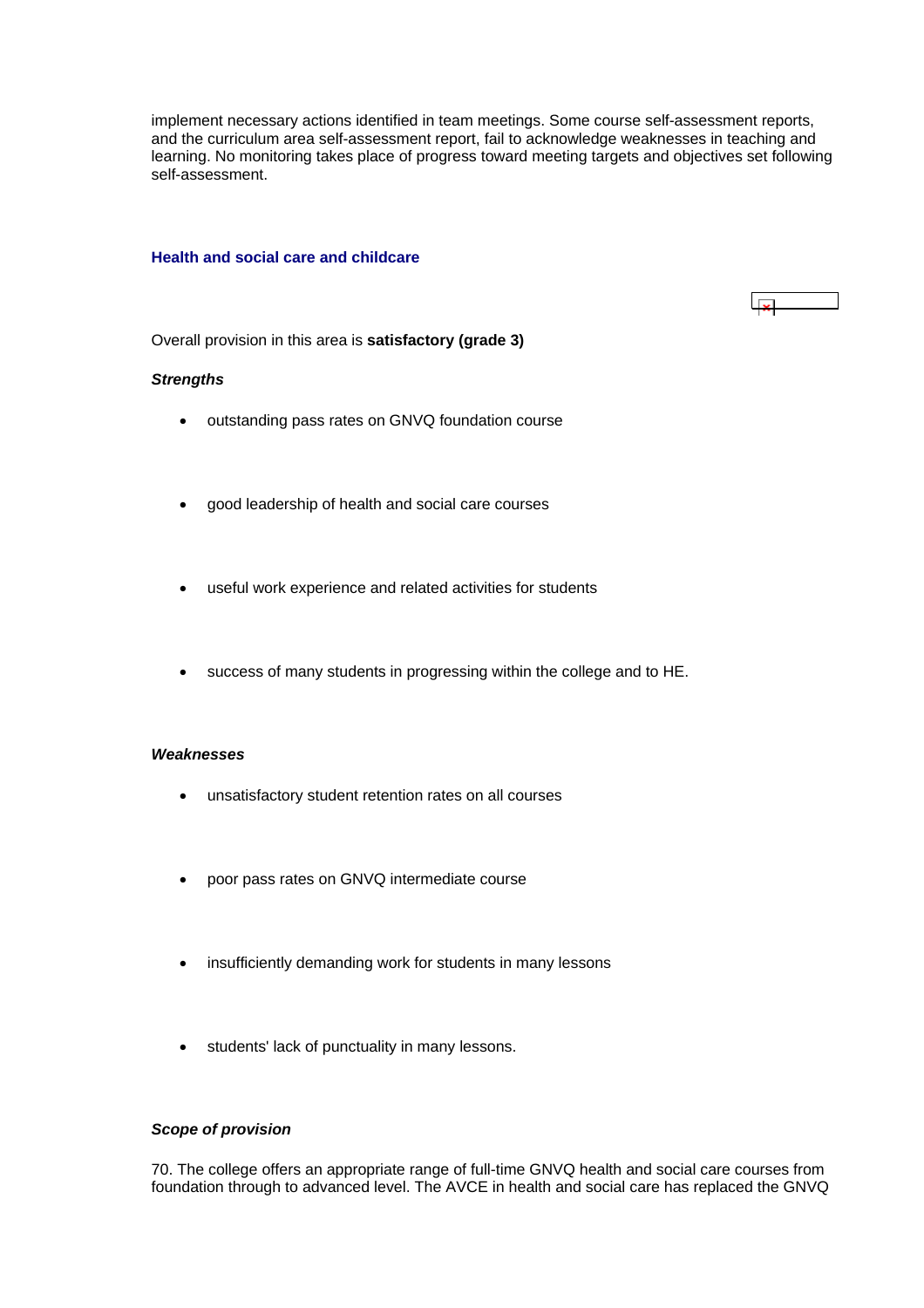implement necessary actions identified in team meetings. Some course self-assessment reports, and the curriculum area self-assessment report, fail to acknowledge weaknesses in teaching and learning. No monitoring takes place of progress toward meeting targets and objectives set following self-assessment.

### Health and social care and childcare

Overall provision in this area is **satisfactory (grade 3)**

***Strengths***

- outstanding pass rates on GNVQ foundation course
- good leadership of health and social care courses
- useful work experience and related activities for students
- success of many students in progressing within the college and to HE.

***Weaknesses***

- unsatisfactory student retention rates on all courses
- poor pass rates on GNVQ intermediate course
- insufficiently demanding work for students in many lessons
- students' lack of punctuality in many lessons.

***Scope of provision***

70. The college offers an appropriate range of full-time GNVQ health and social care courses from foundation through to advanced level. The AVCE in health and social care has replaced the GNVQ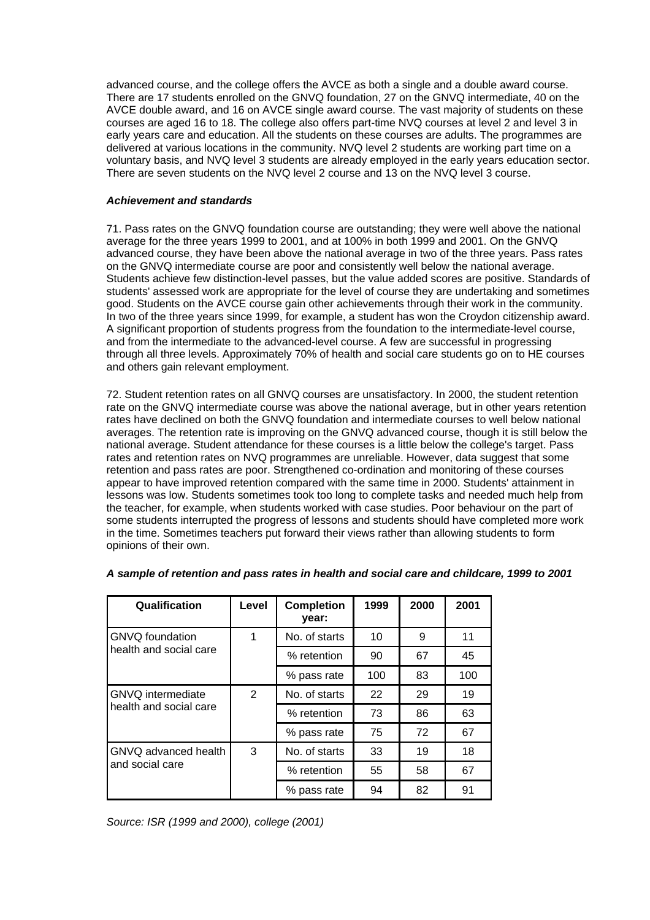advanced course, and the college offers the AVCE as both a single and a double award course. There are 17 students enrolled on the GNVQ foundation, 27 on the GNVQ intermediate, 40 on the AVCE double award, and 16 on AVCE single award course. The vast majority of students on these courses are aged 16 to 18. The college also offers part-time NVQ courses at level 2 and level 3 in early years care and education. All the students on these courses are adults. The programmes are delivered at various locations in the community. NVQ level 2 students are working part time on a voluntary basis, and NVQ level 3 students are already employed in the early years education sector. There are seven students on the NVQ level 2 course and 13 on the NVQ level 3 course.

***Achievement and standards***

71. Pass rates on the GNVQ foundation course are outstanding; they were well above the national average for the three years 1999 to 2001, and at 100% in both 1999 and 2001. On the GNVQ advanced course, they have been above the national average in two of the three years. Pass rates on the GNVQ intermediate course are poor and consistently well below the national average. Students achieve few distinction-level passes, but the value added scores are positive. Standards of students' assessed work are appropriate for the level of course they are undertaking and sometimes good. Students on the AVCE course gain other achievements through their work in the community. In two of the three years since 1999, for example, a student has won the Croydon citizenship award. A significant proportion of students progress from the foundation to the intermediate-level course, and from the intermediate to the advanced-level course. A few are successful in progressing through all three levels. Approximately 70% of health and social care students go on to HE courses and others gain relevant employment.

72. Student retention rates on all GNVQ courses are unsatisfactory. In 2000, the student retention rate on the GNVQ intermediate course was above the national average, but in other years retention rates have declined on both the GNVQ foundation and intermediate courses to well below national averages. The retention rate is improving on the GNVQ advanced course, though it is still below the national average. Student attendance for these courses is a little below the college's target. Pass rates and retention rates on NVQ programmes are unreliable. However, data suggest that some retention and pass rates are poor. Strengthened co-ordination and monitoring of these courses appear to have improved retention compared with the same time in 2000. Students' attainment in lessons was low. Students sometimes took too long to complete tasks and needed much help from the teacher, for example, when students worked with case studies. Poor behaviour on the part of some students interrupted the progress of lessons and students should have completed more work in the time. Sometimes teachers put forward their views rather than allowing students to form opinions of their own.

***A sample of retention and pass rates in health and social care and childcare, 1999 to 2001***

| Qualification | Level | Completion year: | 1999 | 2000 | 2001 |
|---|---|---|---|---|---|
| GNVQ foundation health and social care | 1 | No. of starts | 10 | 9 | 11 |
| | | % retention | 90 | 67 | 45 |
| | | % pass rate | 100 | 83 | 100 |
| GNVQ intermediate health and social care | 2 | No. of starts | 22 | 29 | 19 |
| | | % retention | 73 | 86 | 63 |
| | | % pass rate | 75 | 72 | 67 |
| GNVQ advanced health and social care | 3 | No. of starts | 33 | 19 | 18 |
| | | % retention | 55 | 58 | 67 |
| | | % pass rate | 94 | 82 | 91 |

*Source: ISR (1999 and 2000), college (2001)*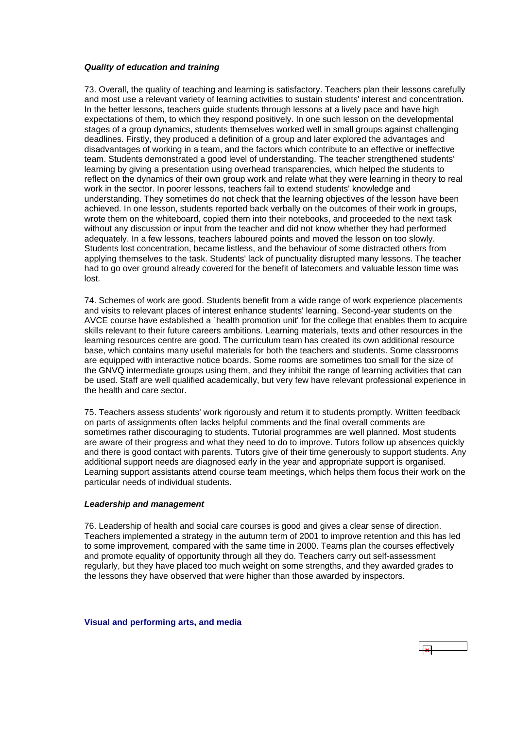### *Quality of education and training*

73. Overall, the quality of teaching and learning is satisfactory. Teachers plan their lessons carefully and most use a relevant variety of learning activities to sustain students' interest and concentration. In the better lessons, teachers guide students through lessons at a lively pace and have high expectations of them, to which they respond positively. In one such lesson on the developmental stages of a group dynamics, students themselves worked well in small groups against challenging deadlines. Firstly, they produced a definition of a group and later explored the advantages and disadvantages of working in a team, and the factors which contribute to an effective or ineffective team. Students demonstrated a good level of understanding. The teacher strengthened students' learning by giving a presentation using overhead transparencies, which helped the students to reflect on the dynamics of their own group work and relate what they were learning in theory to real work in the sector. In poorer lessons, teachers fail to extend students' knowledge and understanding. They sometimes do not check that the learning objectives of the lesson have been achieved. In one lesson, students reported back verbally on the outcomes of their work in groups, wrote them on the whiteboard, copied them into their notebooks, and proceeded to the next task without any discussion or input from the teacher and did not know whether they had performed adequately. In a few lessons, teachers laboured points and moved the lesson on too slowly. Students lost concentration, became listless, and the behaviour of some distracted others from applying themselves to the task. Students' lack of punctuality disrupted many lessons. The teacher had to go over ground already covered for the benefit of latecomers and valuable lesson time was lost.

74. Schemes of work are good. Students benefit from a wide range of work experience placements and visits to relevant places of interest enhance students' learning. Second-year students on the AVCE course have established a `health promotion unit' for the college that enables them to acquire skills relevant to their future careers ambitions. Learning materials, texts and other resources in the learning resources centre are good. The curriculum team has created its own additional resource base, which contains many useful materials for both the teachers and students. Some classrooms are equipped with interactive notice boards. Some rooms are sometimes too small for the size of the GNVQ intermediate groups using them, and they inhibit the range of learning activities that can be used. Staff are well qualified academically, but very few have relevant professional experience in the health and care sector.

75. Teachers assess students' work rigorously and return it to students promptly. Written feedback on parts of assignments often lacks helpful comments and the final overall comments are sometimes rather discouraging to students. Tutorial programmes are well planned. Most students are aware of their progress and what they need to do to improve. Tutors follow up absences quickly and there is good contact with parents. Tutors give of their time generously to support students. Any additional support needs are diagnosed early in the year and appropriate support is organised. Learning support assistants attend course team meetings, which helps them focus their work on the particular needs of individual students.

### *Leadership and management*

76. Leadership of health and social care courses is good and gives a clear sense of direction. Teachers implemented a strategy in the autumn term of 2001 to improve retention and this has led to some improvement, compared with the same time in 2000. Teams plan the courses effectively and promote equality of opportunity through all they do. Teachers carry out self-assessment regularly, but they have placed too much weight on some strengths, and they awarded grades to the lessons they have observed that were higher than those awarded by inspectors.

## **Visual and performing arts, and media**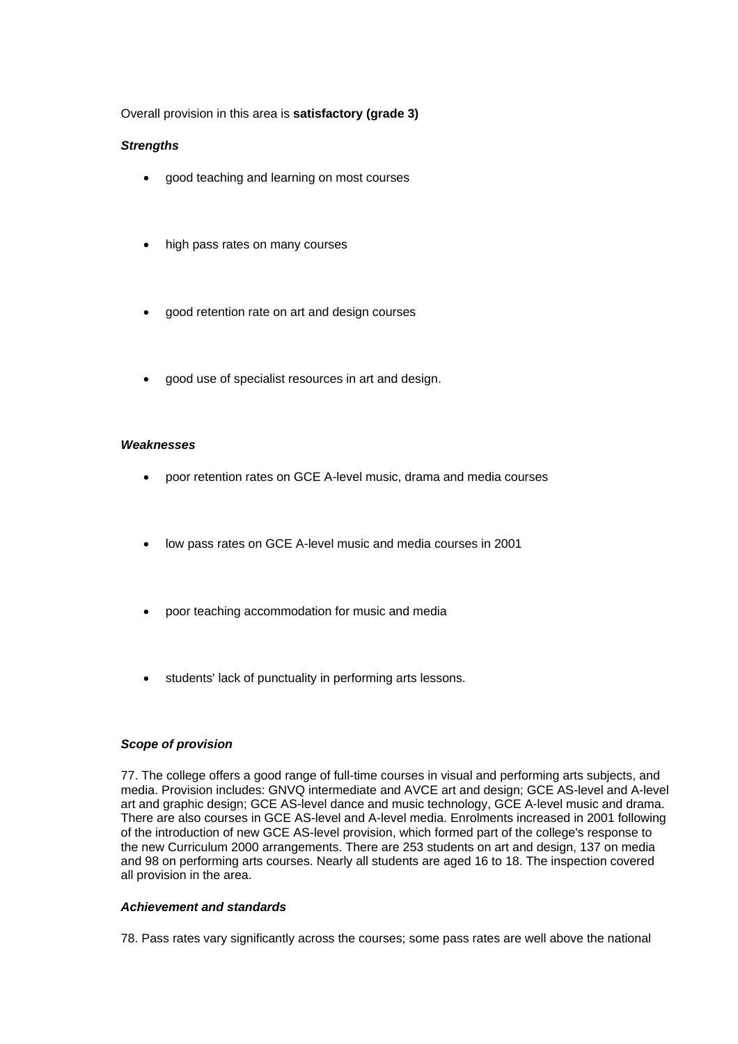Overall provision in this area is **satisfactory (grade 3)**

***Strengths***

- good teaching and learning on most courses
- high pass rates on many courses
- good retention rate on art and design courses
- good use of specialist resources in art and design.

***Weaknesses***

- poor retention rates on GCE A-level music, drama and media courses
- low pass rates on GCE A-level music and media courses in 2001
- poor teaching accommodation for music and media
- students' lack of punctuality in performing arts lessons.

***Scope of provision***

77. The college offers a good range of full-time courses in visual and performing arts subjects, and media. Provision includes: GNVQ intermediate and AVCE art and design; GCE AS-level and A-level art and graphic design; GCE AS-level dance and music technology, GCE A-level music and drama. There are also courses in GCE AS-level and A-level media. Enrolments increased in 2001 following of the introduction of new GCE AS-level provision, which formed part of the college's response to the new Curriculum 2000 arrangements. There are 253 students on art and design, 137 on media and 98 on performing arts courses. Nearly all students are aged 16 to 18. The inspection covered all provision in the area.

***Achievement and standards***

78. Pass rates vary significantly across the courses; some pass rates are well above the national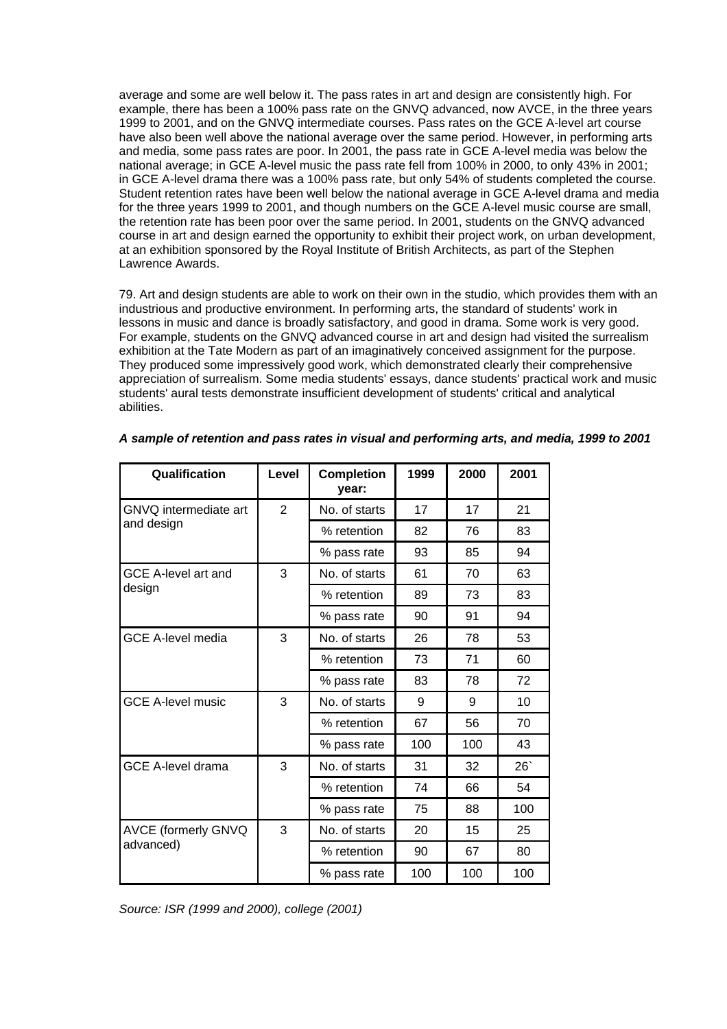average and some are well below it. The pass rates in art and design are consistently high. For example, there has been a 100% pass rate on the GNVQ advanced, now AVCE, in the three years 1999 to 2001, and on the GNVQ intermediate courses. Pass rates on the GCE A-level art course have also been well above the national average over the same period. However, in performing arts and media, some pass rates are poor. In 2001, the pass rate in GCE A-level media was below the national average; in GCE A-level music the pass rate fell from 100% in 2000, to only 43% in 2001; in GCE A-level drama there was a 100% pass rate, but only 54% of students completed the course. Student retention rates have been well below the national average in GCE A-level drama and media for the three years 1999 to 2001, and though numbers on the GCE A-level music course are small, the retention rate has been poor over the same period. In 2001, students on the GNVQ advanced course in art and design earned the opportunity to exhibit their project work, on urban development, at an exhibition sponsored by the Royal Institute of British Architects, as part of the Stephen Lawrence Awards.

79. Art and design students are able to work on their own in the studio, which provides them with an industrious and productive environment. In performing arts, the standard of students' work in lessons in music and dance is broadly satisfactory, and good in drama. Some work is very good. For example, students on the GNVQ advanced course in art and design had visited the surrealism exhibition at the Tate Modern as part of an imaginatively conceived assignment for the purpose. They produced some impressively good work, which demonstrated clearly their comprehensive appreciation of surrealism. Some media students' essays, dance students' practical work and music students' aural tests demonstrate insufficient development of students' critical and analytical abilities.

***A sample of retention and pass rates in visual and performing arts, and media, 1999 to 2001***

| Qualification | Level | Completion year: | 1999 | 2000 | 2001 |
|---|---|---|---|---|---|
| GNVQ intermediate art and design | 2 | No. of starts | 17 | 17 | 21 |
| | | % retention | 82 | 76 | 83 |
| | | % pass rate | 93 | 85 | 94 |
| GCE A-level art and design | 3 | No. of starts | 61 | 70 | 63 |
| | | % retention | 89 | 73 | 83 |
| | | % pass rate | 90 | 91 | 94 |
| GCE A-level media | 3 | No. of starts | 26 | 78 | 53 |
| | | % retention | 73 | 71 | 60 |
| | | % pass rate | 83 | 78 | 72 |
| GCE A-level music | 3 | No. of starts | 9 | 9 | 10 |
| | | % retention | 67 | 56 | 70 |
| | | % pass rate | 100 | 100 | 43 |
| GCE A-level drama | 3 | No. of starts | 31 | 32 | 26` |
| | | % retention | 74 | 66 | 54 |
| | | % pass rate | 75 | 88 | 100 |
| AVCE (formerly GNVQ advanced) | 3 | No. of starts | 20 | 15 | 25 |
| | | % retention | 90 | 67 | 80 |
| | | % pass rate | 100 | 100 | 100 |

*Source: ISR (1999 and 2000), college (2001)*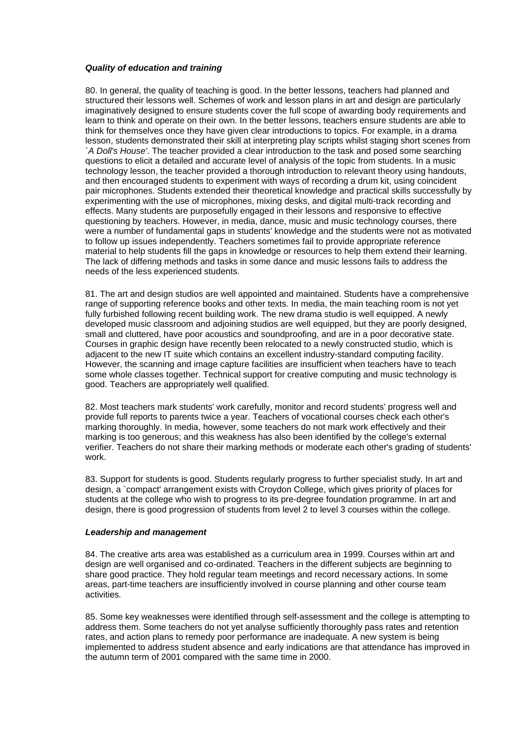***Quality of education and training***

80. In general, the quality of teaching is good. In the better lessons, teachers had planned and structured their lessons well. Schemes of work and lesson plans in art and design are particularly imaginatively designed to ensure students cover the full scope of awarding body requirements and learn to think and operate on their own. In the better lessons, teachers ensure students are able to think for themselves once they have given clear introductions to topics. For example, in a drama lesson, students demonstrated their skill at interpreting play scripts whilst staging short scenes from `*A Doll's House'*. The teacher provided a clear introduction to the task and posed some searching questions to elicit a detailed and accurate level of analysis of the topic from students. In a music technology lesson, the teacher provided a thorough introduction to relevant theory using handouts, and then encouraged students to experiment with ways of recording a drum kit, using coincident pair microphones. Students extended their theoretical knowledge and practical skills successfully by experimenting with the use of microphones, mixing desks, and digital multi-track recording and effects. Many students are purposefully engaged in their lessons and responsive to effective questioning by teachers. However, in media, dance, music and music technology courses, there were a number of fundamental gaps in students' knowledge and the students were not as motivated to follow up issues independently. Teachers sometimes fail to provide appropriate reference material to help students fill the gaps in knowledge or resources to help them extend their learning. The lack of differing methods and tasks in some dance and music lessons fails to address the needs of the less experienced students.

81. The art and design studios are well appointed and maintained. Students have a comprehensive range of supporting reference books and other texts. In media, the main teaching room is not yet fully furbished following recent building work. The new drama studio is well equipped. A newly developed music classroom and adjoining studios are well equipped, but they are poorly designed, small and cluttered, have poor acoustics and soundproofing, and are in a poor decorative state. Courses in graphic design have recently been relocated to a newly constructed studio, which is adjacent to the new IT suite which contains an excellent industry-standard computing facility. However, the scanning and image capture facilities are insufficient when teachers have to teach some whole classes together. Technical support for creative computing and music technology is good. Teachers are appropriately well qualified.

82. Most teachers mark students' work carefully, monitor and record students' progress well and provide full reports to parents twice a year. Teachers of vocational courses check each other's marking thoroughly. In media, however, some teachers do not mark work effectively and their marking is too generous; and this weakness has also been identified by the college's external verifier. Teachers do not share their marking methods or moderate each other's grading of students' work.

83. Support for students is good. Students regularly progress to further specialist study. In art and design, a `compact' arrangement exists with Croydon College, which gives priority of places for students at the college who wish to progress to its pre-degree foundation programme. In art and design, there is good progression of students from level 2 to level 3 courses within the college.

***Leadership and management***

84. The creative arts area was established as a curriculum area in 1999. Courses within art and design are well organised and co-ordinated. Teachers in the different subjects are beginning to share good practice. They hold regular team meetings and record necessary actions. In some areas, part-time teachers are insufficiently involved in course planning and other course team activities.

85. Some key weaknesses were identified through self-assessment and the college is attempting to address them. Some teachers do not yet analyse sufficiently thoroughly pass rates and retention rates, and action plans to remedy poor performance are inadequate. A new system is being implemented to address student absence and early indications are that attendance has improved in the autumn term of 2001 compared with the same time in 2000.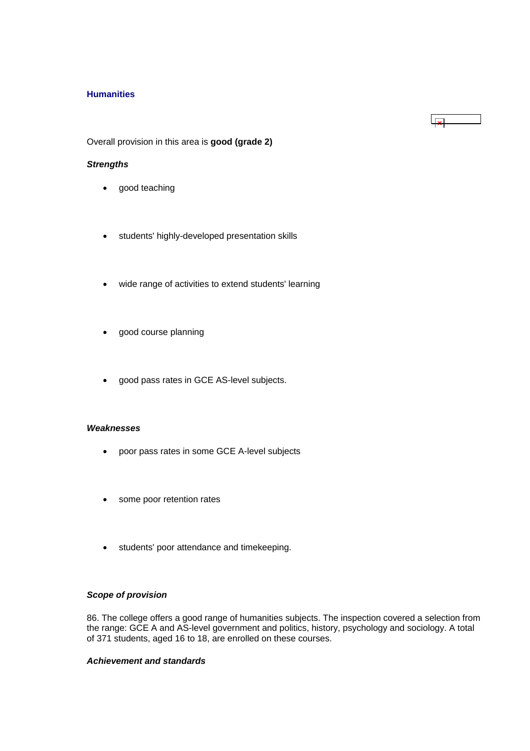## Humanities

Overall provision in this area is **good (grade 2)**

***Strengths***

- good teaching
- students' highly-developed presentation skills
- wide range of activities to extend students' learning
- good course planning
- good pass rates in GCE AS-level subjects.

***Weaknesses***

- poor pass rates in some GCE A-level subjects
- some poor retention rates
- students' poor attendance and timekeeping.

***Scope of provision***

86. The college offers a good range of humanities subjects. The inspection covered a selection from the range: GCE A and AS-level government and politics, history, psychology and sociology. A total of 371 students, aged 16 to 18, are enrolled on these courses.

***Achievement and standards***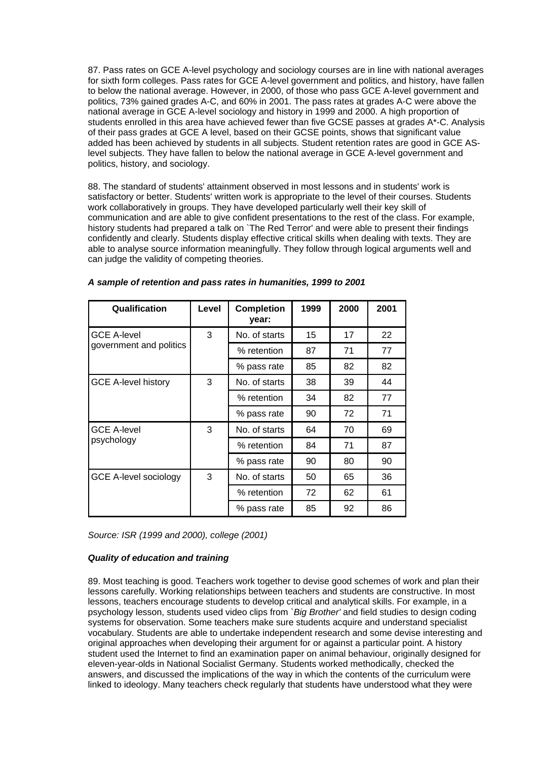87. Pass rates on GCE A-level psychology and sociology courses are in line with national averages for sixth form colleges. Pass rates for GCE A-level government and politics, and history, have fallen to below the national average. However, in 2000, of those who pass GCE A-level government and politics, 73% gained grades A-C, and 60% in 2001. The pass rates at grades A-C were above the national average in GCE A-level sociology and history in 1999 and 2000. A high proportion of students enrolled in this area have achieved fewer than five GCSE passes at grades A*-C. Analysis of their pass grades at GCE A level, based on their GCSE points, shows that significant value added has been achieved by students in all subjects. Student retention rates are good in GCE AS-level subjects. They have fallen to below the national average in GCE A-level government and politics, history, and sociology.

88. The standard of students' attainment observed in most lessons and in students' work is satisfactory or better. Students' written work is appropriate to the level of their courses. Students work collaboratively in groups. They have developed particularly well their key skill of communication and are able to give confident presentations to the rest of the class. For example, history students had prepared a talk on `The Red Terror' and were able to present their findings confidently and clearly. Students display effective critical skills when dealing with texts. They are able to analyse source information meaningfully. They follow through logical arguments well and can judge the validity of competing theories.

***A sample of retention and pass rates in humanities, 1999 to 2001***

| Qualification | Level | Completion year: | 1999 | 2000 | 2001 |
|---|---|---|---|---|---|
| GCE A-level government and politics | 3 | No. of starts | 15 | 17 | 22 |
| | | % retention | 87 | 71 | 77 |
| | | % pass rate | 85 | 82 | 82 |
| GCE A-level history | 3 | No. of starts | 38 | 39 | 44 |
| | | % retention | 34 | 82 | 77 |
| | | % pass rate | 90 | 72 | 71 |
| GCE A-level psychology | 3 | No. of starts | 64 | 70 | 69 |
| | | % retention | 84 | 71 | 87 |
| | | % pass rate | 90 | 80 | 90 |
| GCE A-level sociology | 3 | No. of starts | 50 | 65 | 36 |
| | | % retention | 72 | 62 | 61 |
| | | % pass rate | 85 | 92 | 86 |

*Source: ISR (1999 and 2000), college (2001)*

***Quality of education and training***

89. Most teaching is good. Teachers work together to devise good schemes of work and plan their lessons carefully. Working relationships between teachers and students are constructive. In most lessons, teachers encourage students to develop critical and analytical skills. For example, in a psychology lesson, students used video clips from `*Big Brother'* and field studies to design coding systems for observation. Some teachers make sure students acquire and understand specialist vocabulary. Students are able to undertake independent research and some devise interesting and original approaches when developing their argument for or against a particular point. A history student used the Internet to find an examination paper on animal behaviour, originally designed for eleven-year-olds in National Socialist Germany. Students worked methodically, checked the answers, and discussed the implications of the way in which the contents of the curriculum were linked to ideology. Many teachers check regularly that students have understood what they were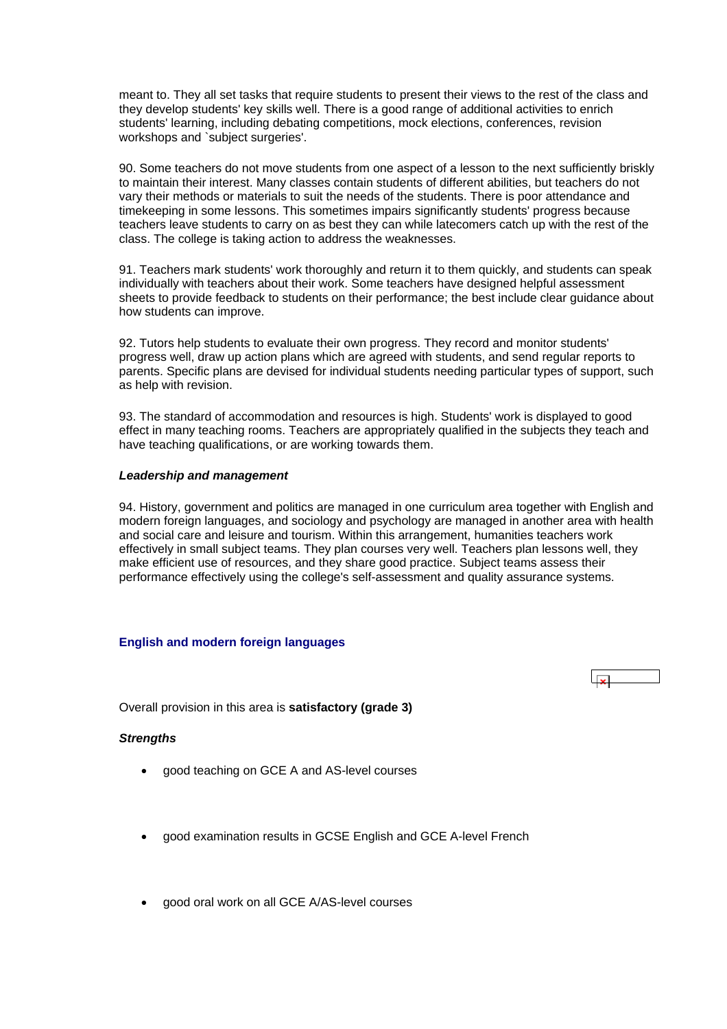meant to. They all set tasks that require students to present their views to the rest of the class and they develop students' key skills well. There is a good range of additional activities to enrich students' learning, including debating competitions, mock elections, conferences, revision workshops and `subject surgeries'.

90. Some teachers do not move students from one aspect of a lesson to the next sufficiently briskly to maintain their interest. Many classes contain students of different abilities, but teachers do not vary their methods or materials to suit the needs of the students. There is poor attendance and timekeeping in some lessons. This sometimes impairs significantly students' progress because teachers leave students to carry on as best they can while latecomers catch up with the rest of the class. The college is taking action to address the weaknesses.

91. Teachers mark students' work thoroughly and return it to them quickly, and students can speak individually with teachers about their work. Some teachers have designed helpful assessment sheets to provide feedback to students on their performance; the best include clear guidance about how students can improve.

92. Tutors help students to evaluate their own progress. They record and monitor students' progress well, draw up action plans which are agreed with students, and send regular reports to parents. Specific plans are devised for individual students needing particular types of support, such as help with revision.

93. The standard of accommodation and resources is high. Students' work is displayed to good effect in many teaching rooms. Teachers are appropriately qualified in the subjects they teach and have teaching qualifications, or are working towards them.

***Leadership and management***

94. History, government and politics are managed in one curriculum area together with English and modern foreign languages, and sociology and psychology are managed in another area with health and social care and leisure and tourism. Within this arrangement, humanities teachers work effectively in small subject teams. They plan courses very well. Teachers plan lessons well, they make efficient use of resources, and they share good practice. Subject teams assess their performance effectively using the college's self-assessment and quality assurance systems.

### English and modern foreign languages

Overall provision in this area is **satisfactory (grade 3)**

***Strengths***

- good teaching on GCE A and AS-level courses
- good examination results in GCSE English and GCE A-level French
- good oral work on all GCE A/AS-level courses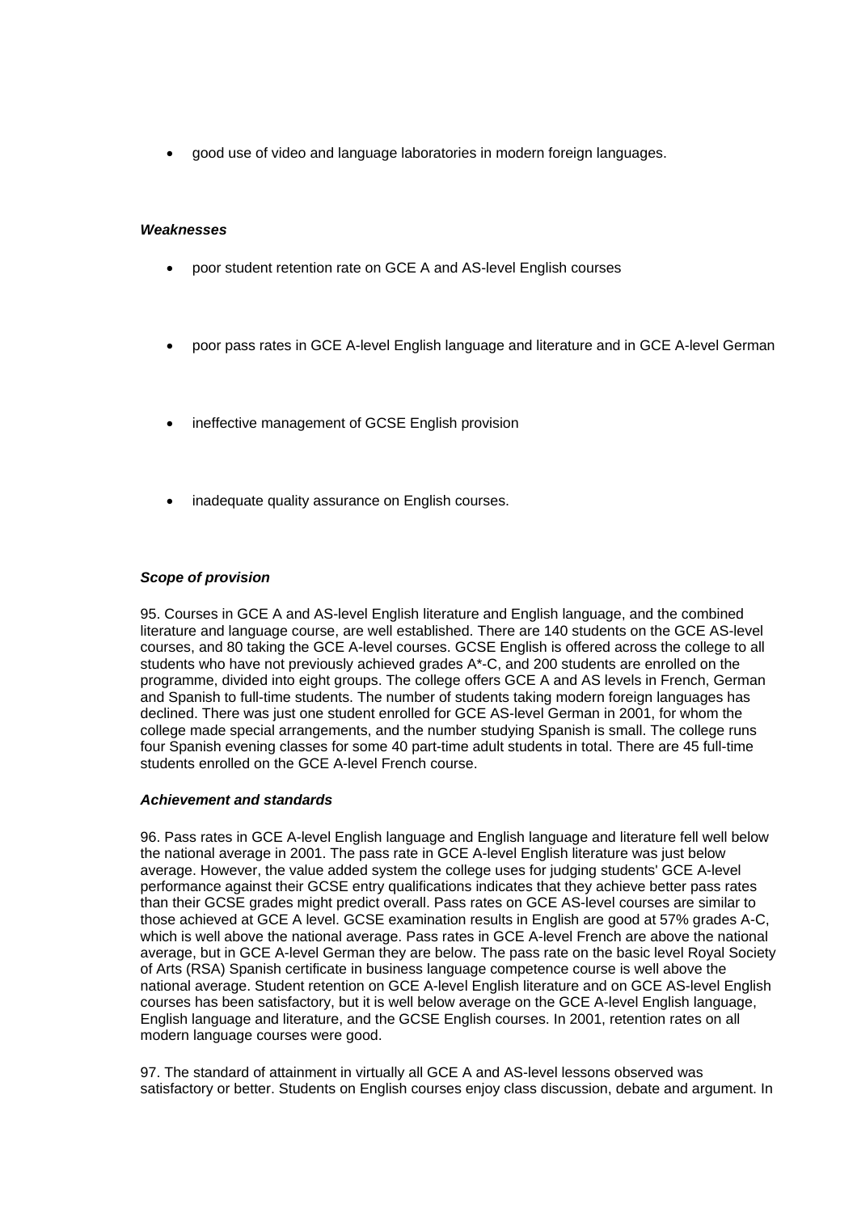- good use of video and language laboratories in modern foreign languages.

***Weaknesses***

- poor student retention rate on GCE A and AS-level English courses
- poor pass rates in GCE A-level English language and literature and in GCE A-level German
- ineffective management of GCSE English provision
- inadequate quality assurance on English courses.

***Scope of provision***

95. Courses in GCE A and AS-level English literature and English language, and the combined literature and language course, are well established. There are 140 students on the GCE AS-level courses, and 80 taking the GCE A-level courses. GCSE English is offered across the college to all students who have not previously achieved grades A*-C, and 200 students are enrolled on the programme, divided into eight groups. The college offers GCE A and AS levels in French, German and Spanish to full-time students. The number of students taking modern foreign languages has declined. There was just one student enrolled for GCE AS-level German in 2001, for whom the college made special arrangements, and the number studying Spanish is small. The college runs four Spanish evening classes for some 40 part-time adult students in total. There are 45 full-time students enrolled on the GCE A-level French course.

***Achievement and standards***

96. Pass rates in GCE A-level English language and English language and literature fell well below the national average in 2001. The pass rate in GCE A-level English literature was just below average. However, the value added system the college uses for judging students' GCE A-level performance against their GCSE entry qualifications indicates that they achieve better pass rates than their GCSE grades might predict overall. Pass rates on GCE AS-level courses are similar to those achieved at GCE A level. GCSE examination results in English are good at 57% grades A-C, which is well above the national average. Pass rates in GCE A-level French are above the national average, but in GCE A-level German they are below. The pass rate on the basic level Royal Society of Arts (RSA) Spanish certificate in business language competence course is well above the national average. Student retention on GCE A-level English literature and on GCE AS-level English courses has been satisfactory, but it is well below average on the GCE A-level English language, English language and literature, and the GCSE English courses. In 2001, retention rates on all modern language courses were good.

97. The standard of attainment in virtually all GCE A and AS-level lessons observed was satisfactory or better. Students on English courses enjoy class discussion, debate and argument. In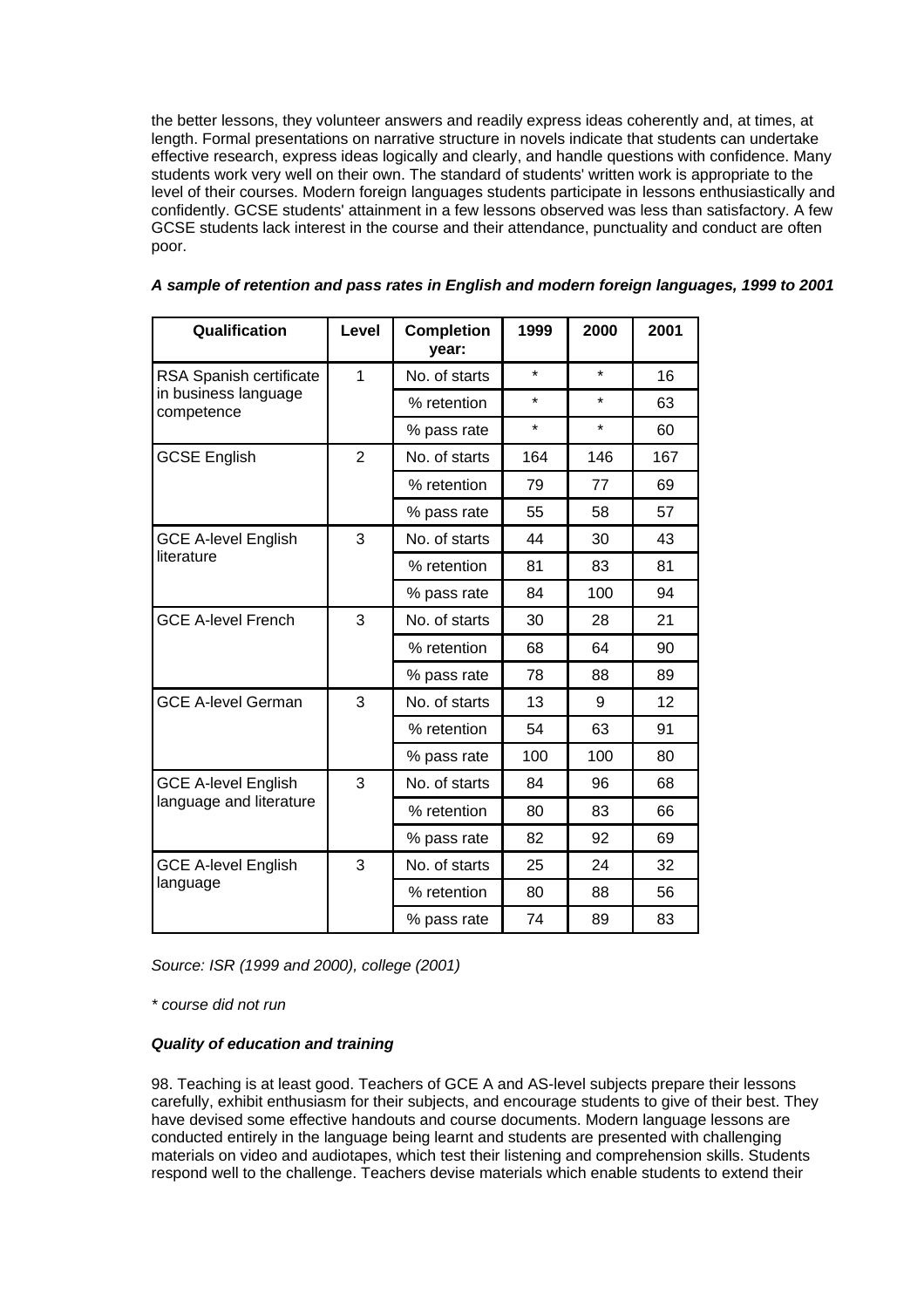the better lessons, they volunteer answers and readily express ideas coherently and, at times, at length. Formal presentations on narrative structure in novels indicate that students can undertake effective research, express ideas logically and clearly, and handle questions with confidence. Many students work very well on their own. The standard of students' written work is appropriate to the level of their courses. Modern foreign languages students participate in lessons enthusiastically and confidently. GCSE students' attainment in a few lessons observed was less than satisfactory. A few GCSE students lack interest in the course and their attendance, punctuality and conduct are often poor.

***A sample of retention and pass rates in English and modern foreign languages, 1999 to 2001***

| Qualification | Level | Completion year: | 1999 | 2000 | 2001 |
|---|---|---|---|---|---|
| RSA Spanish certificate in business language competence | 1 | No. of starts | * | * | 16 |
| | | % retention | * | * | 63 |
| | | % pass rate | * | * | 60 |
| GCSE English | 2 | No. of starts | 164 | 146 | 167 |
| | | % retention | 79 | 77 | 69 |
| | | % pass rate | 55 | 58 | 57 |
| GCE A-level English literature | 3 | No. of starts | 44 | 30 | 43 |
| | | % retention | 81 | 83 | 81 |
| | | % pass rate | 84 | 100 | 94 |
| GCE A-level French | 3 | No. of starts | 30 | 28 | 21 |
| | | % retention | 68 | 64 | 90 |
| | | % pass rate | 78 | 88 | 89 |
| GCE A-level German | 3 | No. of starts | 13 | 9 | 12 |
| | | % retention | 54 | 63 | 91 |
| | | % pass rate | 100 | 100 | 80 |
| GCE A-level English language and literature | 3 | No. of starts | 84 | 96 | 68 |
| | | % retention | 80 | 83 | 66 |
| | | % pass rate | 82 | 92 | 69 |
| GCE A-level English language | 3 | No. of starts | 25 | 24 | 32 |
| | | % retention | 80 | 88 | 56 |
| | | % pass rate | 74 | 89 | 83 |

*Source: ISR (1999 and 2000), college (2001)*

*\* course did not run*

***Quality of education and training***

98. Teaching is at least good. Teachers of GCE A and AS-level subjects prepare their lessons carefully, exhibit enthusiasm for their subjects, and encourage students to give of their best. They have devised some effective handouts and course documents. Modern language lessons are conducted entirely in the language being learnt and students are presented with challenging materials on video and audiotapes, which test their listening and comprehension skills. Students respond well to the challenge. Teachers devise materials which enable students to extend their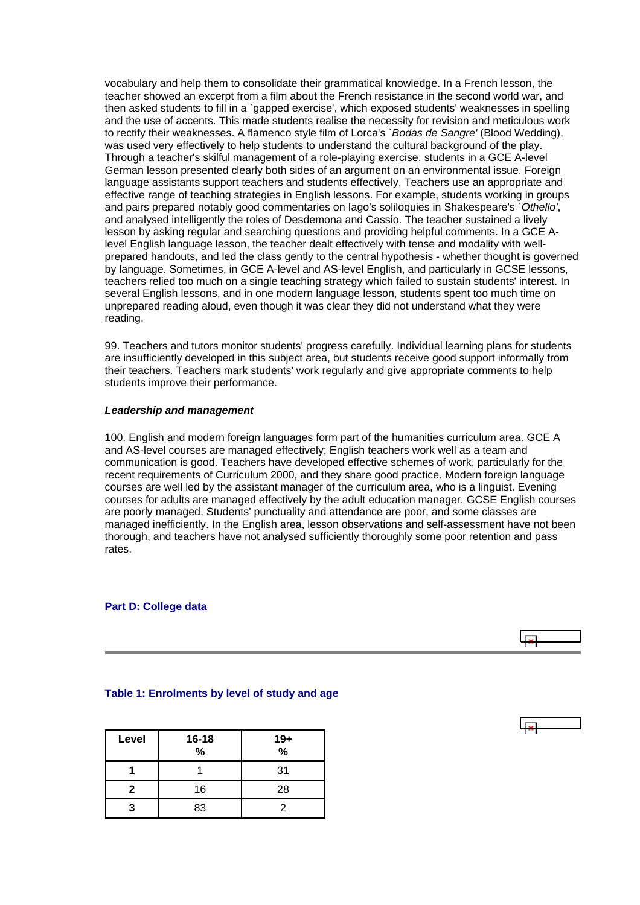vocabulary and help them to consolidate their grammatical knowledge. In a French lesson, the teacher showed an excerpt from a film about the French resistance in the second world war, and then asked students to fill in a `gapped exercise', which exposed students' weaknesses in spelling and the use of accents. This made students realise the necessity for revision and meticulous work to rectify their weaknesses. A flamenco style film of Lorca's `*Bodas de Sangre'* (Blood Wedding), was used very effectively to help students to understand the cultural background of the play. Through a teacher's skilful management of a role-playing exercise, students in a GCE A-level German lesson presented clearly both sides of an argument on an environmental issue. Foreign language assistants support teachers and students effectively. Teachers use an appropriate and effective range of teaching strategies in English lessons. For example, students working in groups and pairs prepared notably good commentaries on Iago's soliloquies in Shakespeare's `*Othello'*, and analysed intelligently the roles of Desdemona and Cassio. The teacher sustained a lively lesson by asking regular and searching questions and providing helpful comments. In a GCE A-level English language lesson, the teacher dealt effectively with tense and modality with well-prepared handouts, and led the class gently to the central hypothesis - whether thought is governed by language. Sometimes, in GCE A-level and AS-level English, and particularly in GCSE lessons, teachers relied too much on a single teaching strategy which failed to sustain students' interest. In several English lessons, and in one modern language lesson, students spent too much time on unprepared reading aloud, even though it was clear they did not understand what they were reading.

99. Teachers and tutors monitor students' progress carefully. Individual learning plans for students are insufficiently developed in this subject area, but students receive good support informally from their teachers. Teachers mark students' work regularly and give appropriate comments to help students improve their performance.

***Leadership and management***

100. English and modern foreign languages form part of the humanities curriculum area. GCE A and AS-level courses are managed effectively; English teachers work well as a team and communication is good. Teachers have developed effective schemes of work, particularly for the recent requirements of Curriculum 2000, and they share good practice. Modern foreign language courses are well led by the assistant manager of the curriculum area, who is a linguist. Evening courses for adults are managed effectively by the adult education manager. GCSE English courses are poorly managed. Students' punctuality and attendance are poor, and some classes are managed inefficiently. In the English area, lesson observations and self-assessment have not been thorough, and teachers have not analysed sufficiently thoroughly some poor retention and pass rates.

## Part D: College data

### Table 1: Enrolments by level of study and age

| Level | 16-18 % | 19+ % |
|---|---|---|
| 1 | 1 | 31 |
| 2 | 16 | 28 |
| 3 | 83 | 2 |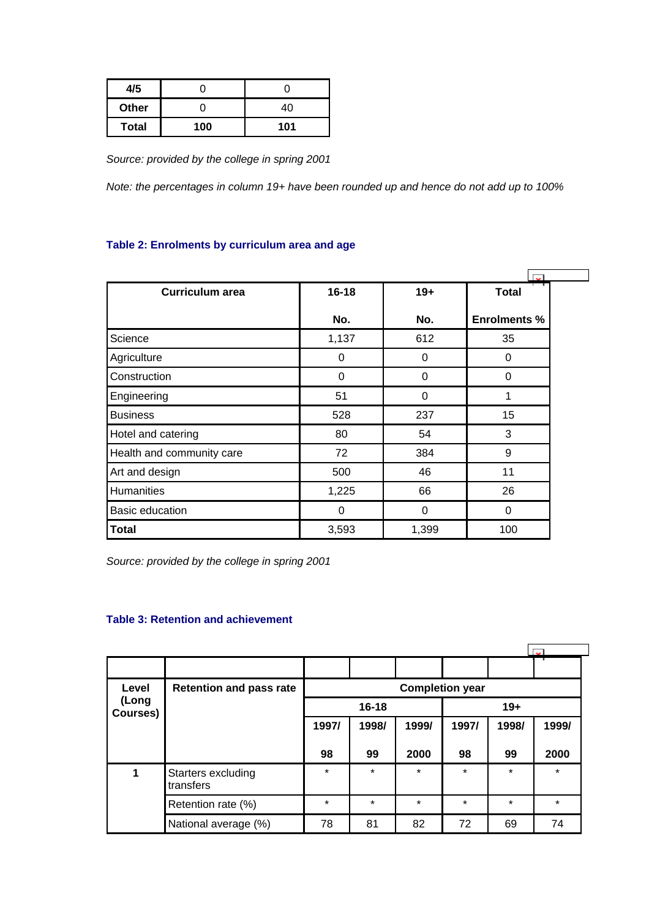| | | |
|---|---|---|
| **4/5** | 0 | 0 |
| **Other** | 0 | 40 |
| **Total** | **100** | **101** |

*Source: provided by the college in spring 2001*

*Note: the percentages in column 19+ have been rounded up and hence do not add up to 100%*

### Table 2: Enrolments by curriculum area and age

| Curriculum area | 16-18 No. | 19+ No. | Total Enrolments % |
|---|---|---|---|
| Science | 1,137 | 612 | 35 |
| Agriculture | 0 | 0 | 0 |
| Construction | 0 | 0 | 0 |
| Engineering | 51 | 0 | 1 |
| Business | 528 | 237 | 15 |
| Hotel and catering | 80 | 54 | 3 |
| Health and community care | 72 | 384 | 9 |
| Art and design | 500 | 46 | 11 |
| Humanities | 1,225 | 66 | 26 |
| Basic education | 0 | 0 | 0 |
| **Total** | 3,593 | 1,399 | 100 |

*Source: provided by the college in spring 2001*

### Table 3: Retention and achievement

| Level (Long Courses) | Retention and pass rate | Completion year | | | | | |
|---|---|---|---|---|---|---|---|
| | | 16-18 | | | 19+ | | |
| | | 1997/ 98 | 1998/ 99 | 1999/ 2000 | 1997/ 98 | 1998/ 99 | 1999/ 2000 |
| 1 | Starters excluding transfers | * | * | * | * | * | * |
| | Retention rate (%) | * | * | * | * | * | * |
| | National average (%) | 78 | 81 | 82 | 72 | 69 | 74 |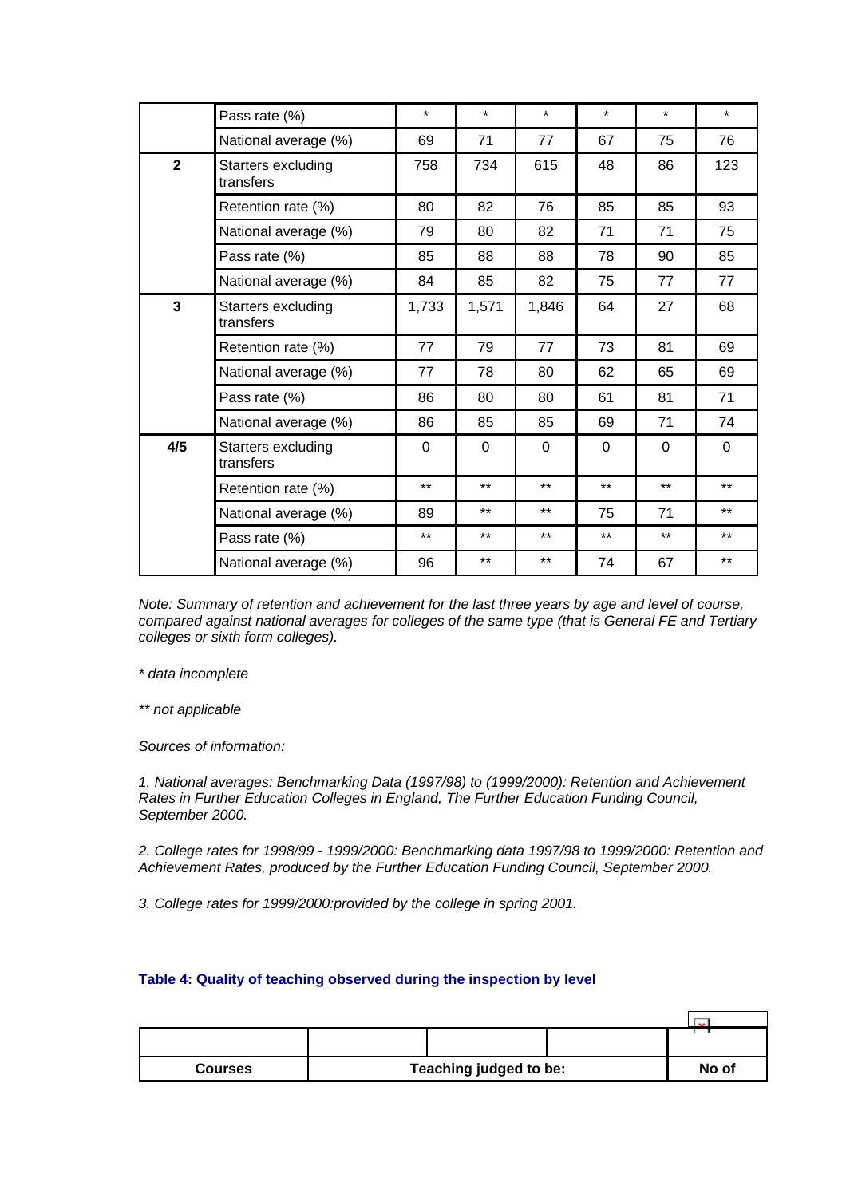| | | | | | | | |
|---|---|---|---|---|---|---|---|
| | Pass rate (%) | * | * | * | * | * | * |
| | National average (%) | 69 | 71 | 77 | 67 | 75 | 76 |
| **2** | Starters excluding transfers | 758 | 734 | 615 | 48 | 86 | 123 |
| | Retention rate (%) | 80 | 82 | 76 | 85 | 85 | 93 |
| | National average (%) | 79 | 80 | 82 | 71 | 71 | 75 |
| | Pass rate (%) | 85 | 88 | 88 | 78 | 90 | 85 |
| | National average (%) | 84 | 85 | 82 | 75 | 77 | 77 |
| **3** | Starters excluding transfers | 1,733 | 1,571 | 1,846 | 64 | 27 | 68 |
| | Retention rate (%) | 77 | 79 | 77 | 73 | 81 | 69 |
| | National average (%) | 77 | 78 | 80 | 62 | 65 | 69 |
| | Pass rate (%) | 86 | 80 | 80 | 61 | 81 | 71 |
| | National average (%) | 86 | 85 | 85 | 69 | 71 | 74 |
| **4/5** | Starters excluding transfers | 0 | 0 | 0 | 0 | 0 | 0 |
| | Retention rate (%) | ** | ** | ** | ** | ** | ** |
| | National average (%) | 89 | ** | ** | 75 | 71 | ** |
| | Pass rate (%) | ** | ** | ** | ** | ** | ** |
| | National average (%) | 96 | ** | ** | 74 | 67 | ** |

*Note: Summary of retention and achievement for the last three years by age and level of course, compared against national averages for colleges of the same type (that is General FE and Tertiary colleges or sixth form colleges).*

*\* data incomplete*

*\*\* not applicable*

*Sources of information:*

*1. National averages: Benchmarking Data (1997/98) to (1999/2000): Retention and Achievement Rates in Further Education Colleges in England, The Further Education Funding Council, September 2000.*

*2. College rates for 1998/99 - 1999/2000: Benchmarking data 1997/98 to 1999/2000: Retention and Achievement Rates, produced by the Further Education Funding Council, September 2000.*

*3. College rates for 1999/2000:provided by the college in spring 2001.*

### Table 4: Quality of teaching observed during the inspection by level

| | | | | |
|---|---|---|---|---|
| | | | | |
| **Courses** | **Teaching judged to be:** | | | **No of** |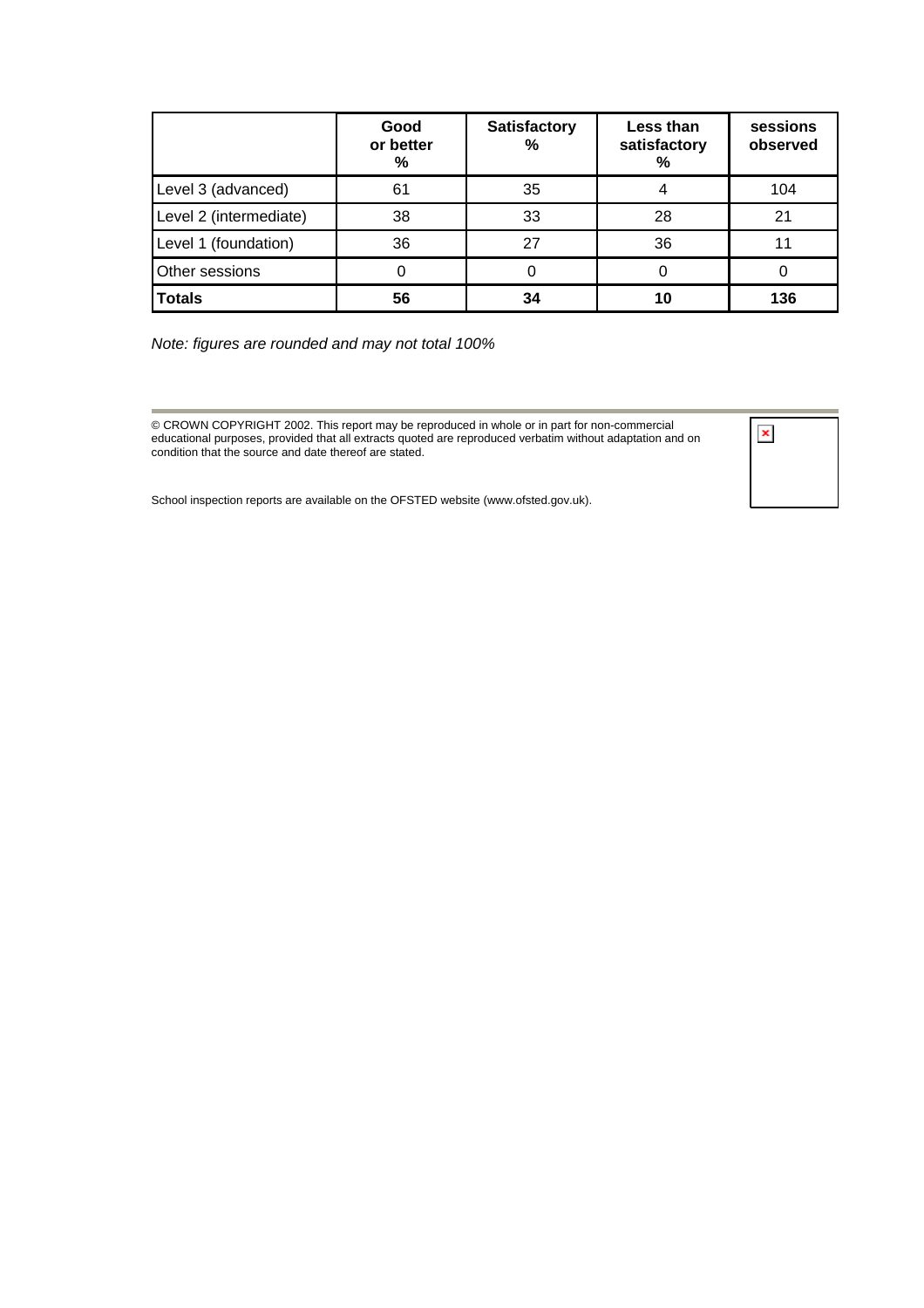| | Good or better % | Satisfactory % | Less than satisfactory % | sessions observed |
|---|---|---|---|---|
| Level 3 (advanced) | 61 | 35 | 4 | 104 |
| Level 2 (intermediate) | 38 | 33 | 28 | 21 |
| Level 1 (foundation) | 36 | 27 | 36 | 11 |
| Other sessions | 0 | 0 | 0 | 0 |
| **Totals** | **56** | **34** | **10** | **136** |

*Note: figures are rounded and may not total 100%*

© CROWN COPYRIGHT 2002. This report may be reproduced in whole or in part for non-commercial educational purposes, provided that all extracts quoted are reproduced verbatim without adaptation and on condition that the source and date thereof are stated.

School inspection reports are available on the OFSTED website (www.ofsted.gov.uk).